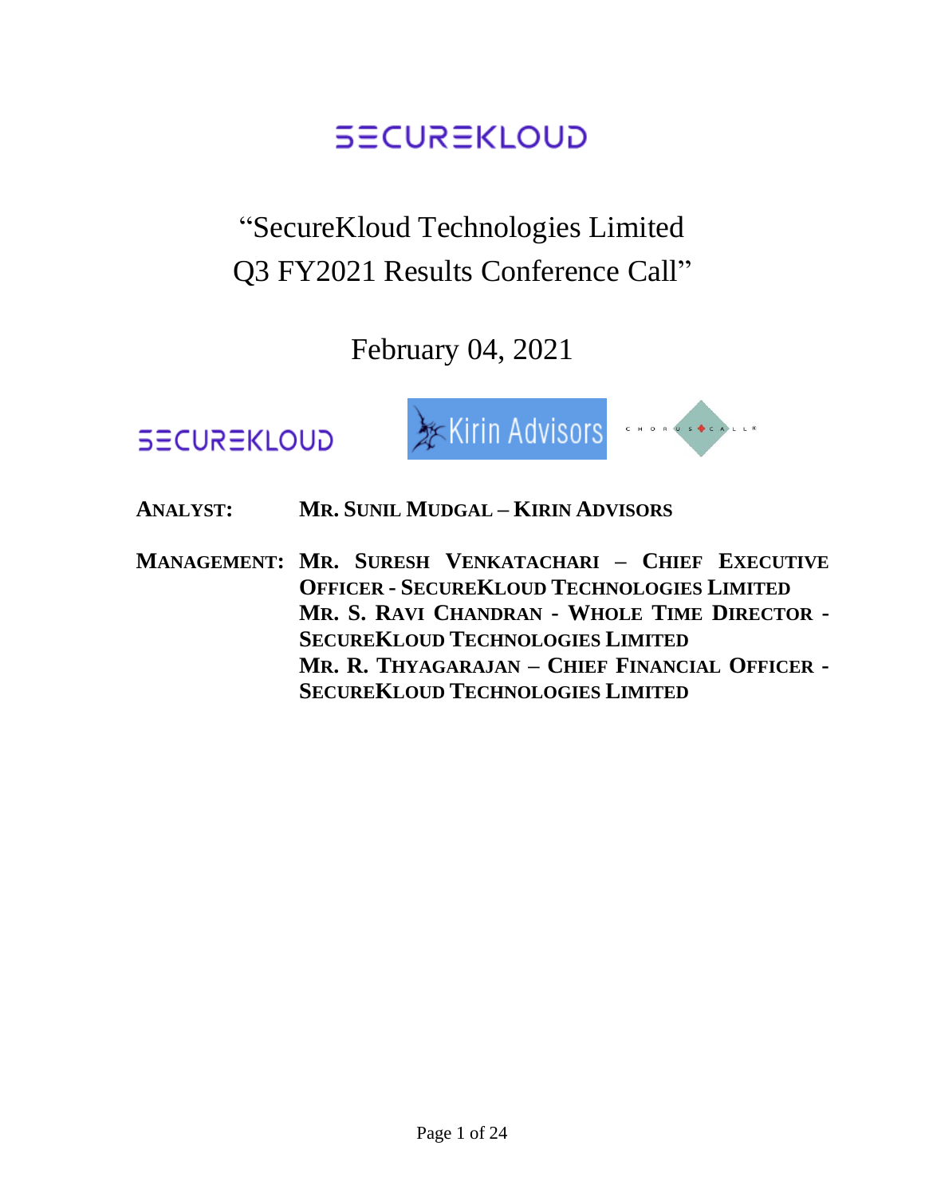# SECUREKLOUD

## "SecureKloud Technologies Limited Q3 FY2021 Results Conference Call"

February 04, 2021

SECUREKLOUD | Kirin Advisors | CHORUS CALL

**ANALYST:** **MR. SUNIL MUDGAL – KIRIN ADVISORS**

**MANAGEMENT:** **MR. SURESH VENKATACHARI – CHIEF EXECUTIVE OFFICER - SECUREKLOUD TECHNOLOGIES LIMITED**
**MR. S. RAVI CHANDRAN - WHOLE TIME DIRECTOR - SECUREKLOUD TECHNOLOGIES LIMITED**
**MR. R. THYAGARAJAN – CHIEF FINANCIAL OFFICER - SECUREKLOUD TECHNOLOGIES LIMITED**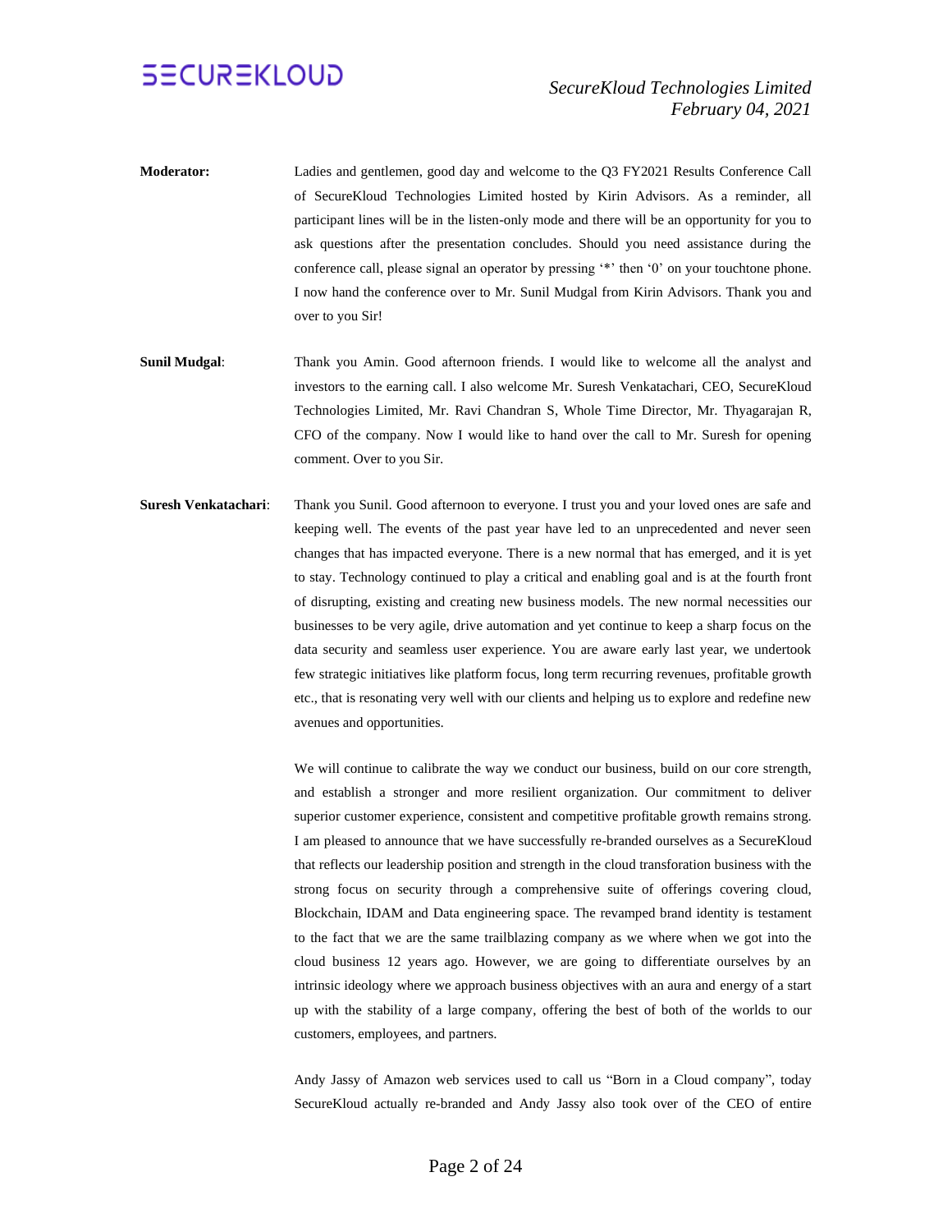**Moderator:** Ladies and gentlemen, good day and welcome to the Q3 FY2021 Results Conference Call of SecureKloud Technologies Limited hosted by Kirin Advisors. As a reminder, all participant lines will be in the listen-only mode and there will be an opportunity for you to ask questions after the presentation concludes. Should you need assistance during the conference call, please signal an operator by pressing '*' then '0' on your touchtone phone. I now hand the conference over to Mr. Sunil Mudgal from Kirin Advisors. Thank you and over to you Sir!

**Sunil Mudgal**: Thank you Amin. Good afternoon friends. I would like to welcome all the analyst and investors to the earning call. I also welcome Mr. Suresh Venkatachari, CEO, SecureKloud Technologies Limited, Mr. Ravi Chandran S, Whole Time Director, Mr. Thyagarajan R, CFO of the company. Now I would like to hand over the call to Mr. Suresh for opening comment. Over to you Sir.

**Suresh Venkatachari**: Thank you Sunil. Good afternoon to everyone. I trust you and your loved ones are safe and keeping well. The events of the past year have led to an unprecedented and never seen changes that has impacted everyone. There is a new normal that has emerged, and it is yet to stay. Technology continued to play a critical and enabling goal and is at the fourth front of disrupting, existing and creating new business models. The new normal necessities our businesses to be very agile, drive automation and yet continue to keep a sharp focus on the data security and seamless user experience. You are aware early last year, we undertook few strategic initiatives like platform focus, long term recurring revenues, profitable growth etc., that is resonating very well with our clients and helping us to explore and redefine new avenues and opportunities.

We will continue to calibrate the way we conduct our business, build on our core strength, and establish a stronger and more resilient organization. Our commitment to deliver superior customer experience, consistent and competitive profitable growth remains strong. I am pleased to announce that we have successfully re-branded ourselves as a SecureKloud that reflects our leadership position and strength in the cloud transforation business with the strong focus on security through a comprehensive suite of offerings covering cloud, Blockchain, IDAM and Data engineering space. The revamped brand identity is testament to the fact that we are the same trailblazing company as we where when we got into the cloud business 12 years ago. However, we are going to differentiate ourselves by an intrinsic ideology where we approach business objectives with an aura and energy of a start up with the stability of a large company, offering the best of both of the worlds to our customers, employees, and partners.

Andy Jassy of Amazon web services used to call us "Born in a Cloud company", today SecureKloud actually re-branded and Andy Jassy also took over of the CEO of entire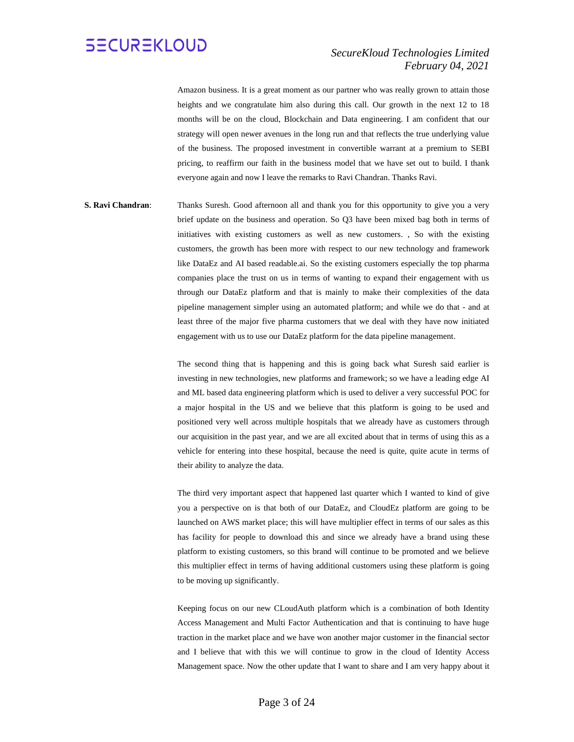Amazon business. It is a great moment as our partner who was really grown to attain those heights and we congratulate him also during this call. Our growth in the next 12 to 18 months will be on the cloud, Blockchain and Data engineering. I am confident that our strategy will open newer avenues in the long run and that reflects the true underlying value of the business. The proposed investment in convertible warrant at a premium to SEBI pricing, to reaffirm our faith in the business model that we have set out to build. I thank everyone again and now I leave the remarks to Ravi Chandran. Thanks Ravi.

**S. Ravi Chandran**: Thanks Suresh. Good afternoon all and thank you for this opportunity to give you a very brief update on the business and operation. So Q3 have been mixed bag both in terms of initiatives with existing customers as well as new customers. , So with the existing customers, the growth has been more with respect to our new technology and framework like DataEz and AI based readable.ai. So the existing customers especially the top pharma companies place the trust on us in terms of wanting to expand their engagement with us through our DataEz platform and that is mainly to make their complexities of the data pipeline management simpler using an automated platform; and while we do that - and at least three of the major five pharma customers that we deal with they have now initiated engagement with us to use our DataEz platform for the data pipeline management.

The second thing that is happening and this is going back what Suresh said earlier is investing in new technologies, new platforms and framework; so we have a leading edge AI and ML based data engineering platform which is used to deliver a very successful POC for a major hospital in the US and we believe that this platform is going to be used and positioned very well across multiple hospitals that we already have as customers through our acquisition in the past year, and we are all excited about that in terms of using this as a vehicle for entering into these hospital, because the need is quite, quite acute in terms of their ability to analyze the data.

The third very important aspect that happened last quarter which I wanted to kind of give you a perspective on is that both of our DataEz, and CloudEz platform are going to be launched on AWS market place; this will have multiplier effect in terms of our sales as this has facility for people to download this and since we already have a brand using these platform to existing customers, so this brand will continue to be promoted and we believe this multiplier effect in terms of having additional customers using these platform is going to be moving up significantly.

Keeping focus on our new CLoudAuth platform which is a combination of both Identity Access Management and Multi Factor Authentication and that is continuing to have huge traction in the market place and we have won another major customer in the financial sector and I believe that with this we will continue to grow in the cloud of Identity Access Management space. Now the other update that I want to share and I am very happy about it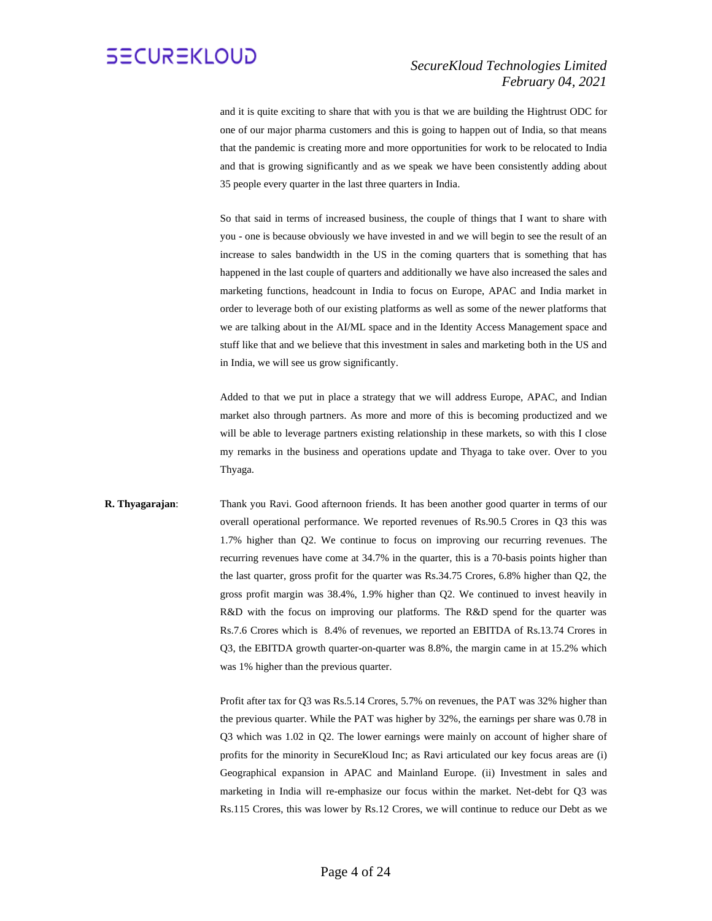and it is quite exciting to share that with you is that we are building the Hightrust ODC for one of our major pharma customers and this is going to happen out of India, so that means that the pandemic is creating more and more opportunities for work to be relocated to India and that is growing significantly and as we speak we have been consistently adding about 35 people every quarter in the last three quarters in India.

So that said in terms of increased business, the couple of things that I want to share with you - one is because obviously we have invested in and we will begin to see the result of an increase to sales bandwidth in the US in the coming quarters that is something that has happened in the last couple of quarters and additionally we have also increased the sales and marketing functions, headcount in India to focus on Europe, APAC and India market in order to leverage both of our existing platforms as well as some of the newer platforms that we are talking about in the AI/ML space and in the Identity Access Management space and stuff like that and we believe that this investment in sales and marketing both in the US and in India, we will see us grow significantly.

Added to that we put in place a strategy that we will address Europe, APAC, and Indian market also through partners. As more and more of this is becoming productized and we will be able to leverage partners existing relationship in these markets, so with this I close my remarks in the business and operations update and Thyaga to take over. Over to you Thyaga.

**R. Thyagarajan**: Thank you Ravi. Good afternoon friends. It has been another good quarter in terms of our overall operational performance. We reported revenues of Rs.90.5 Crores in Q3 this was 1.7% higher than Q2. We continue to focus on improving our recurring revenues. The recurring revenues have come at 34.7% in the quarter, this is a 70-basis points higher than the last quarter, gross profit for the quarter was Rs.34.75 Crores, 6.8% higher than Q2, the gross profit margin was 38.4%, 1.9% higher than Q2. We continued to invest heavily in R&D with the focus on improving our platforms. The R&D spend for the quarter was Rs.7.6 Crores which is 8.4% of revenues, we reported an EBITDA of Rs.13.74 Crores in Q3, the EBITDA growth quarter-on-quarter was 8.8%, the margin came in at 15.2% which was 1% higher than the previous quarter.

Profit after tax for Q3 was Rs.5.14 Crores, 5.7% on revenues, the PAT was 32% higher than the previous quarter. While the PAT was higher by 32%, the earnings per share was 0.78 in Q3 which was 1.02 in Q2. The lower earnings were mainly on account of higher share of profits for the minority in SecureKloud Inc; as Ravi articulated our key focus areas are (i) Geographical expansion in APAC and Mainland Europe. (ii) Investment in sales and marketing in India will re-emphasize our focus within the market. Net-debt for Q3 was Rs.115 Crores, this was lower by Rs.12 Crores, we will continue to reduce our Debt as we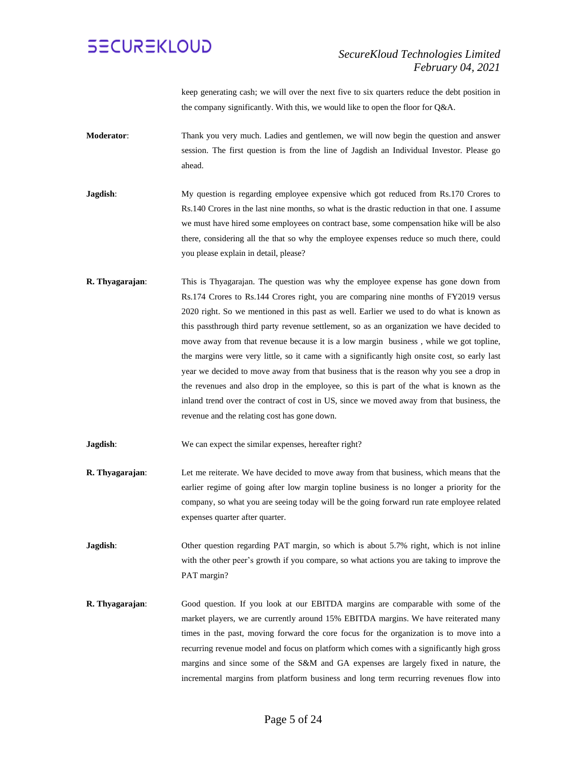keep generating cash; we will over the next five to six quarters reduce the debt position in the company significantly. With this, we would like to open the floor for Q&A.

**Moderator**: Thank you very much. Ladies and gentlemen, we will now begin the question and answer session. The first question is from the line of Jagdish an Individual Investor. Please go ahead.

**Jagdish**: My question is regarding employee expensive which got reduced from Rs.170 Crores to Rs.140 Crores in the last nine months, so what is the drastic reduction in that one. I assume we must have hired some employees on contract base, some compensation hike will be also there, considering all the that so why the employee expenses reduce so much there, could you please explain in detail, please?

**R. Thyagarajan**: This is Thyagarajan. The question was why the employee expense has gone down from Rs.174 Crores to Rs.144 Crores right, you are comparing nine months of FY2019 versus 2020 right. So we mentioned in this past as well. Earlier we used to do what is known as this passthrough third party revenue settlement, so as an organization we have decided to move away from that revenue because it is a low margin business , while we got topline, the margins were very little, so it came with a significantly high onsite cost, so early last year we decided to move away from that business that is the reason why you see a drop in the revenues and also drop in the employee, so this is part of the what is known as the inland trend over the contract of cost in US, since we moved away from that business, the revenue and the relating cost has gone down.

**Jagdish**: We can expect the similar expenses, hereafter right?

**R. Thyagarajan**: Let me reiterate. We have decided to move away from that business, which means that the earlier regime of going after low margin topline business is no longer a priority for the company, so what you are seeing today will be the going forward run rate employee related expenses quarter after quarter.

**Jagdish**: Other question regarding PAT margin, so which is about 5.7% right, which is not inline with the other peer's growth if you compare, so what actions you are taking to improve the PAT margin?

**R. Thyagarajan**: Good question. If you look at our EBITDA margins are comparable with some of the market players, we are currently around 15% EBITDA margins. We have reiterated many times in the past, moving forward the core focus for the organization is to move into a recurring revenue model and focus on platform which comes with a significantly high gross margins and since some of the S&M and GA expenses are largely fixed in nature, the incremental margins from platform business and long term recurring revenues flow into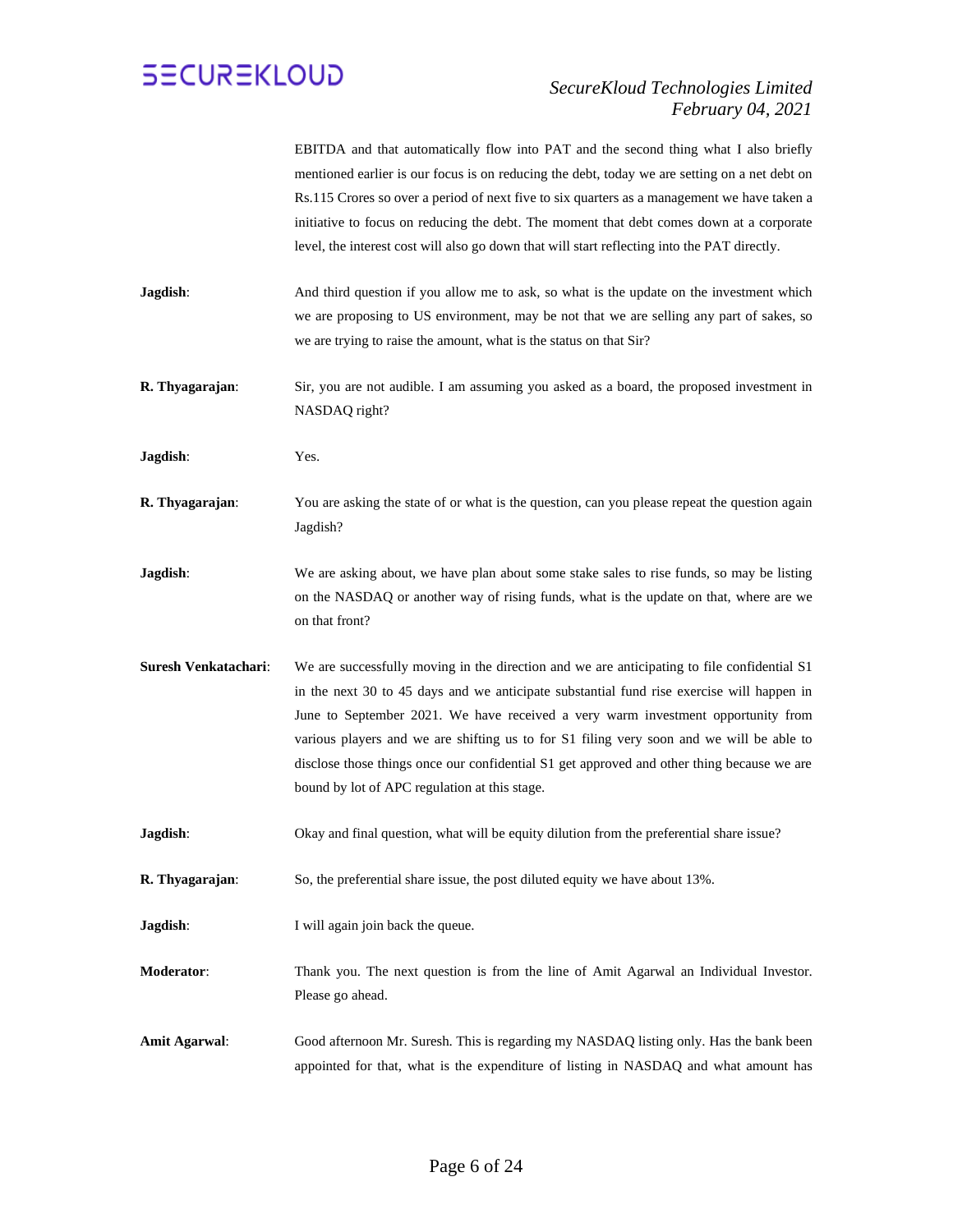EBITDA and that automatically flow into PAT and the second thing what I also briefly mentioned earlier is our focus is on reducing the debt, today we are setting on a net debt on Rs.115 Crores so over a period of next five to six quarters as a management we have taken a initiative to focus on reducing the debt. The moment that debt comes down at a corporate level, the interest cost will also go down that will start reflecting into the PAT directly.

**Jagdish**: And third question if you allow me to ask, so what is the update on the investment which we are proposing to US environment, may be not that we are selling any part of sakes, so we are trying to raise the amount, what is the status on that Sir?

**R. Thyagarajan**: Sir, you are not audible. I am assuming you asked as a board, the proposed investment in NASDAQ right?

**Jagdish**: Yes.

**R. Thyagarajan**: You are asking the state of or what is the question, can you please repeat the question again Jagdish?

**Jagdish**: We are asking about, we have plan about some stake sales to rise funds, so may be listing on the NASDAQ or another way of rising funds, what is the update on that, where are we on that front?

**Suresh Venkatachari**: We are successfully moving in the direction and we are anticipating to file confidential S1 in the next 30 to 45 days and we anticipate substantial fund rise exercise will happen in June to September 2021. We have received a very warm investment opportunity from various players and we are shifting us to for S1 filing very soon and we will be able to disclose those things once our confidential S1 get approved and other thing because we are bound by lot of APC regulation at this stage.

**Jagdish**: Okay and final question, what will be equity dilution from the preferential share issue?

**R. Thyagarajan**: So, the preferential share issue, the post diluted equity we have about 13%.

**Jagdish**: I will again join back the queue.

**Moderator**: Thank you. The next question is from the line of Amit Agarwal an Individual Investor. Please go ahead.

**Amit Agarwal**: Good afternoon Mr. Suresh. This is regarding my NASDAQ listing only. Has the bank been appointed for that, what is the expenditure of listing in NASDAQ and what amount has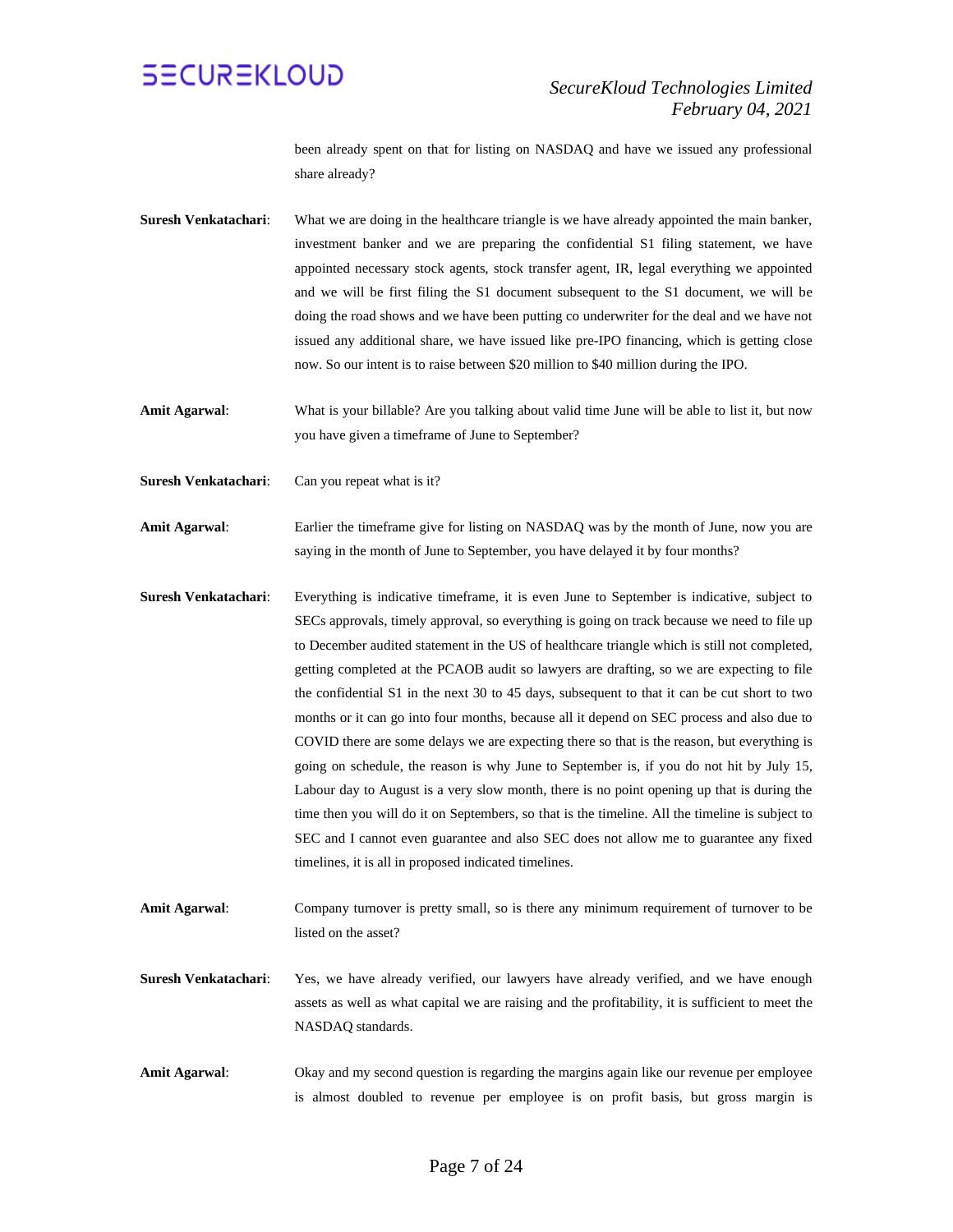been already spent on that for listing on NASDAQ and have we issued any professional share already?

**Suresh Venkatachari**: What we are doing in the healthcare triangle is we have already appointed the main banker, investment banker and we are preparing the confidential S1 filing statement, we have appointed necessary stock agents, stock transfer agent, IR, legal everything we appointed and we will be first filing the S1 document subsequent to the S1 document, we will be doing the road shows and we have been putting co underwriter for the deal and we have not issued any additional share, we have issued like pre-IPO financing, which is getting close now. So our intent is to raise between $20 million to $40 million during the IPO.

**Amit Agarwal**: What is your billable? Are you talking about valid time June will be able to list it, but now you have given a timeframe of June to September?

**Suresh Venkatachari**: Can you repeat what is it?

**Amit Agarwal**: Earlier the timeframe give for listing on NASDAQ was by the month of June, now you are saying in the month of June to September, you have delayed it by four months?

**Suresh Venkatachari**: Everything is indicative timeframe, it is even June to September is indicative, subject to SECs approvals, timely approval, so everything is going on track because we need to file up to December audited statement in the US of healthcare triangle which is still not completed, getting completed at the PCAOB audit so lawyers are drafting, so we are expecting to file the confidential S1 in the next 30 to 45 days, subsequent to that it can be cut short to two months or it can go into four months, because all it depend on SEC process and also due to COVID there are some delays we are expecting there so that is the reason, but everything is going on schedule, the reason is why June to September is, if you do not hit by July 15, Labour day to August is a very slow month, there is no point opening up that is during the time then you will do it on Septembers, so that is the timeline. All the timeline is subject to SEC and I cannot even guarantee and also SEC does not allow me to guarantee any fixed timelines, it is all in proposed indicated timelines.

**Amit Agarwal**: Company turnover is pretty small, so is there any minimum requirement of turnover to be listed on the asset?

**Suresh Venkatachari**: Yes, we have already verified, our lawyers have already verified, and we have enough assets as well as what capital we are raising and the profitability, it is sufficient to meet the NASDAQ standards.

**Amit Agarwal**: Okay and my second question is regarding the margins again like our revenue per employee is almost doubled to revenue per employee is on profit basis, but gross margin is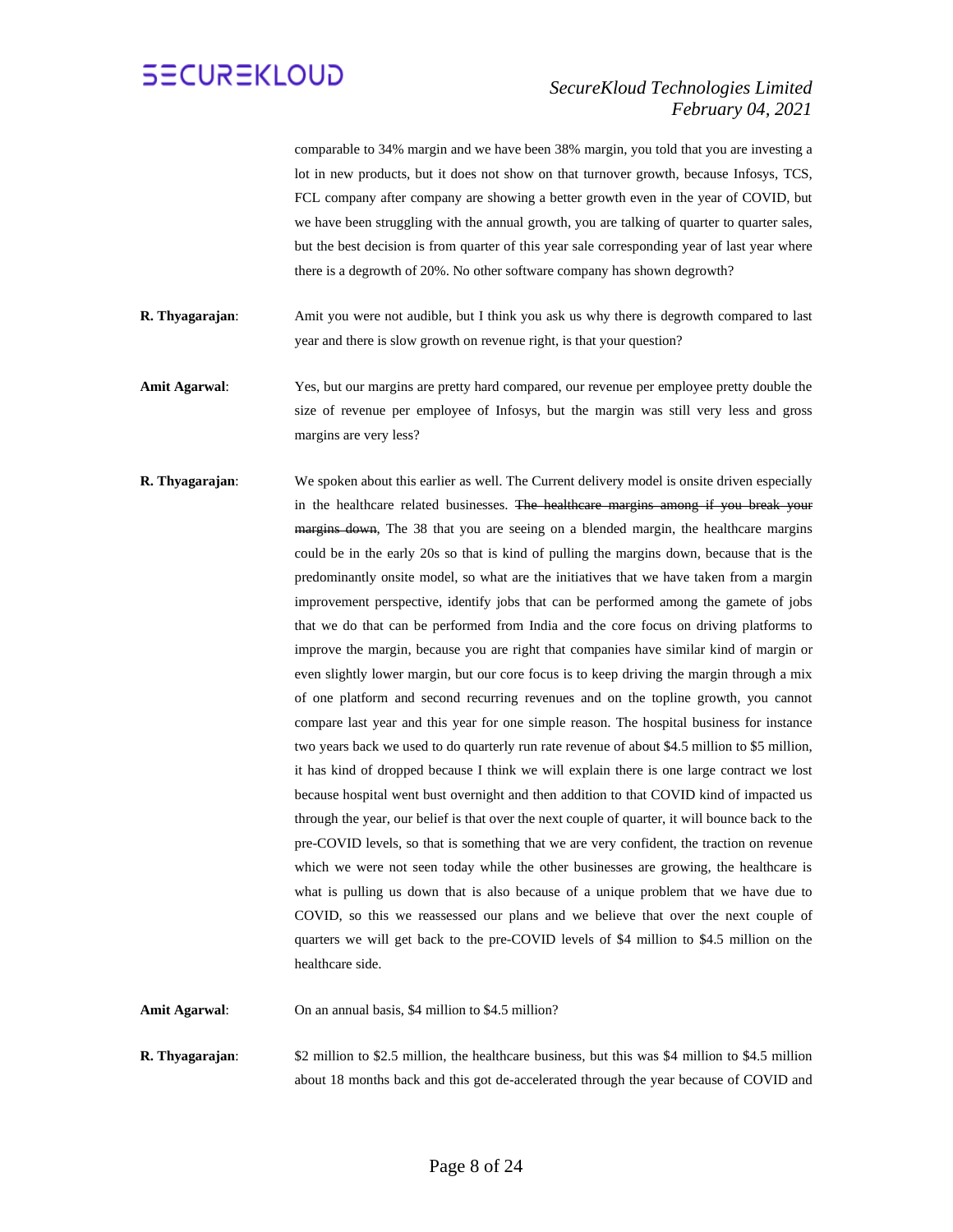comparable to 34% margin and we have been 38% margin, you told that you are investing a lot in new products, but it does not show on that turnover growth, because Infosys, TCS, FCL company after company are showing a better growth even in the year of COVID, but we have been struggling with the annual growth, you are talking of quarter to quarter sales, but the best decision is from quarter of this year sale corresponding year of last year where there is a degrowth of 20%. No other software company has shown degrowth?

**R. Thyagarajan**: Amit you were not audible, but I think you ask us why there is degrowth compared to last year and there is slow growth on revenue right, is that your question?

**Amit Agarwal**: Yes, but our margins are pretty hard compared, our revenue per employee pretty double the size of revenue per employee of Infosys, but the margin was still very less and gross margins are very less?

**R. Thyagarajan**: We spoken about this earlier as well. The Current delivery model is onsite driven especially in the healthcare related businesses. ~~The healthcare margins among if you break your margins down~~, The 38 that you are seeing on a blended margin, the healthcare margins could be in the early 20s so that is kind of pulling the margins down, because that is the predominantly onsite model, so what are the initiatives that we have taken from a margin improvement perspective, identify jobs that can be performed among the gamete of jobs that we do that can be performed from India and the core focus on driving platforms to improve the margin, because you are right that companies have similar kind of margin or even slightly lower margin, but our core focus is to keep driving the margin through a mix of one platform and second recurring revenues and on the topline growth, you cannot compare last year and this year for one simple reason. The hospital business for instance two years back we used to do quarterly run rate revenue of about $4.5 million to $5 million, it has kind of dropped because I think we will explain there is one large contract we lost because hospital went bust overnight and then addition to that COVID kind of impacted us through the year, our belief is that over the next couple of quarter, it will bounce back to the pre-COVID levels, so that is something that we are very confident, the traction on revenue which we were not seen today while the other businesses are growing, the healthcare is what is pulling us down that is also because of a unique problem that we have due to COVID, so this we reassessed our plans and we believe that over the next couple of quarters we will get back to the pre-COVID levels of $4 million to $4.5 million on the healthcare side.

**Amit Agarwal**: On an annual basis, $4 million to $4.5 million?

**R. Thyagarajan**: $2 million to $2.5 million, the healthcare business, but this was $4 million to $4.5 million about 18 months back and this got de-accelerated through the year because of COVID and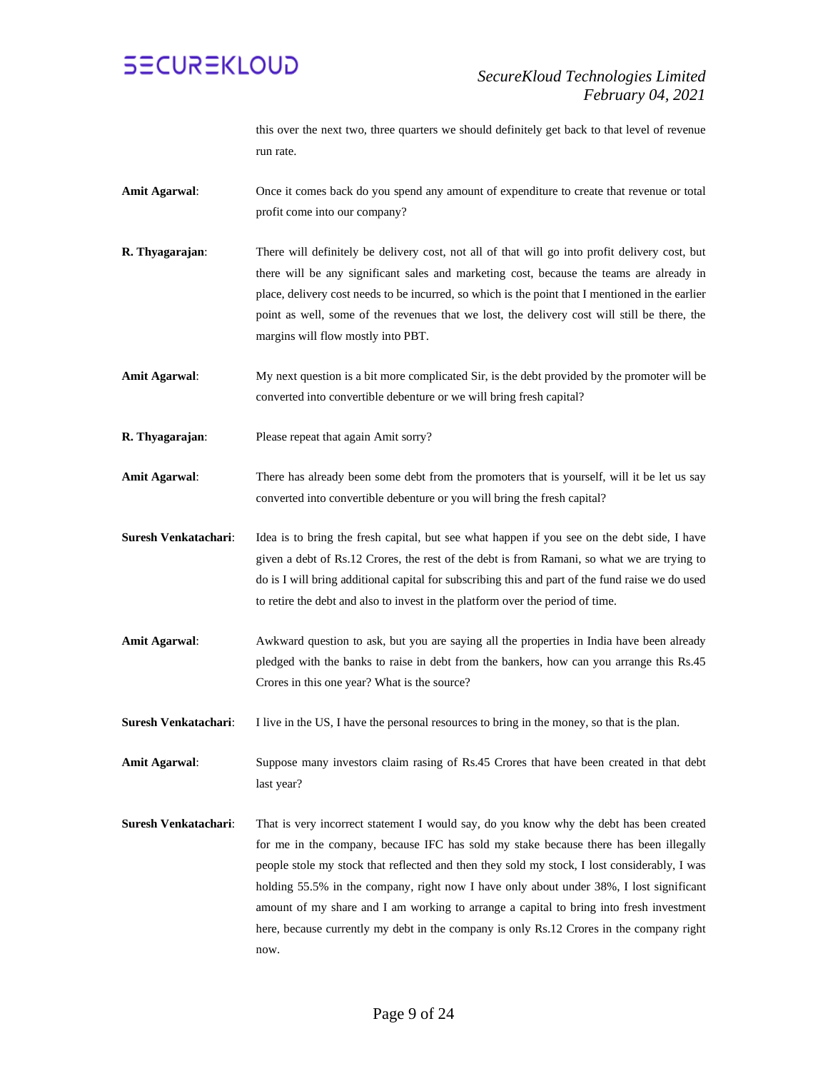this over the next two, three quarters we should definitely get back to that level of revenue run rate.

**Amit Agarwal**: Once it comes back do you spend any amount of expenditure to create that revenue or total profit come into our company?

**R. Thyagarajan**: There will definitely be delivery cost, not all of that will go into profit delivery cost, but there will be any significant sales and marketing cost, because the teams are already in place, delivery cost needs to be incurred, so which is the point that I mentioned in the earlier point as well, some of the revenues that we lost, the delivery cost will still be there, the margins will flow mostly into PBT.

**Amit Agarwal**: My next question is a bit more complicated Sir, is the debt provided by the promoter will be converted into convertible debenture or we will bring fresh capital?

**R. Thyagarajan**: Please repeat that again Amit sorry?

**Amit Agarwal**: There has already been some debt from the promoters that is yourself, will it be let us say converted into convertible debenture or you will bring the fresh capital?

**Suresh Venkatachari**: Idea is to bring the fresh capital, but see what happen if you see on the debt side, I have given a debt of Rs.12 Crores, the rest of the debt is from Ramani, so what we are trying to do is I will bring additional capital for subscribing this and part of the fund raise we do used to retire the debt and also to invest in the platform over the period of time.

**Amit Agarwal**: Awkward question to ask, but you are saying all the properties in India have been already pledged with the banks to raise in debt from the bankers, how can you arrange this Rs.45 Crores in this one year? What is the source?

**Suresh Venkatachari**: I live in the US, I have the personal resources to bring in the money, so that is the plan.

**Amit Agarwal**: Suppose many investors claim rasing of Rs.45 Crores that have been created in that debt last year?

**Suresh Venkatachari**: That is very incorrect statement I would say, do you know why the debt has been created for me in the company, because IFC has sold my stake because there has been illegally people stole my stock that reflected and then they sold my stock, I lost considerably, I was holding 55.5% in the company, right now I have only about under 38%, I lost significant amount of my share and I am working to arrange a capital to bring into fresh investment here, because currently my debt in the company is only Rs.12 Crores in the company right now.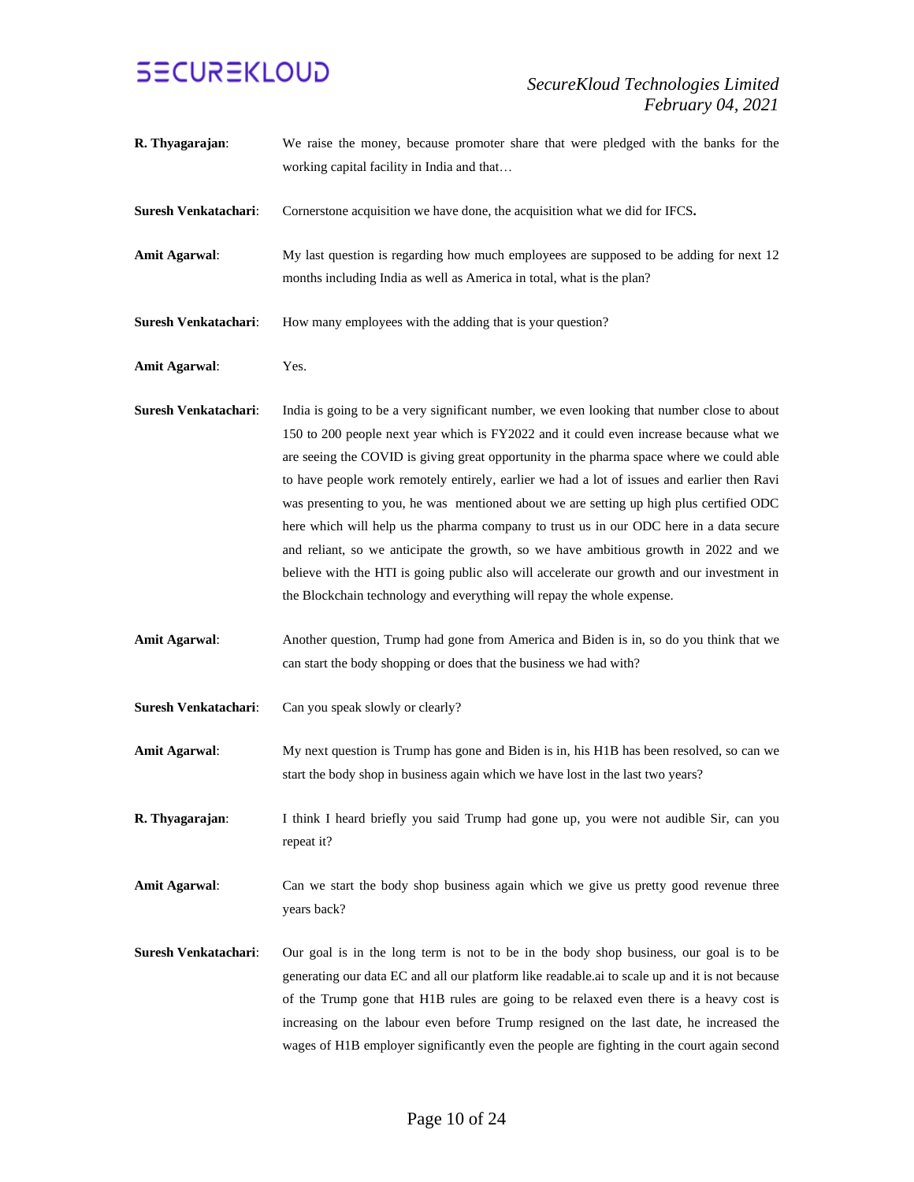**R. Thyagarajan**: We raise the money, because promoter share that were pledged with the banks for the working capital facility in India and that…

**Suresh Venkatachari**: Cornerstone acquisition we have done, the acquisition what we did for IFCS**.**

**Amit Agarwal**: My last question is regarding how much employees are supposed to be adding for next 12 months including India as well as America in total, what is the plan?

**Suresh Venkatachari**: How many employees with the adding that is your question?

**Amit Agarwal**: Yes.

**Suresh Venkatachari**: India is going to be a very significant number, we even looking that number close to about 150 to 200 people next year which is FY2022 and it could even increase because what we are seeing the COVID is giving great opportunity in the pharma space where we could able to have people work remotely entirely, earlier we had a lot of issues and earlier then Ravi was presenting to you, he was mentioned about we are setting up high plus certified ODC here which will help us the pharma company to trust us in our ODC here in a data secure and reliant, so we anticipate the growth, so we have ambitious growth in 2022 and we believe with the HTI is going public also will accelerate our growth and our investment in the Blockchain technology and everything will repay the whole expense.

**Amit Agarwal**: Another question, Trump had gone from America and Biden is in, so do you think that we can start the body shopping or does that the business we had with?

**Suresh Venkatachari**: Can you speak slowly or clearly?

**Amit Agarwal**: My next question is Trump has gone and Biden is in, his H1B has been resolved, so can we start the body shop in business again which we have lost in the last two years?

**R. Thyagarajan**: I think I heard briefly you said Trump had gone up, you were not audible Sir, can you repeat it?

**Amit Agarwal**: Can we start the body shop business again which we give us pretty good revenue three years back?

**Suresh Venkatachari**: Our goal is in the long term is not to be in the body shop business, our goal is to be generating our data EC and all our platform like readable.ai to scale up and it is not because of the Trump gone that H1B rules are going to be relaxed even there is a heavy cost is increasing on the labour even before Trump resigned on the last date, he increased the wages of H1B employer significantly even the people are fighting in the court again second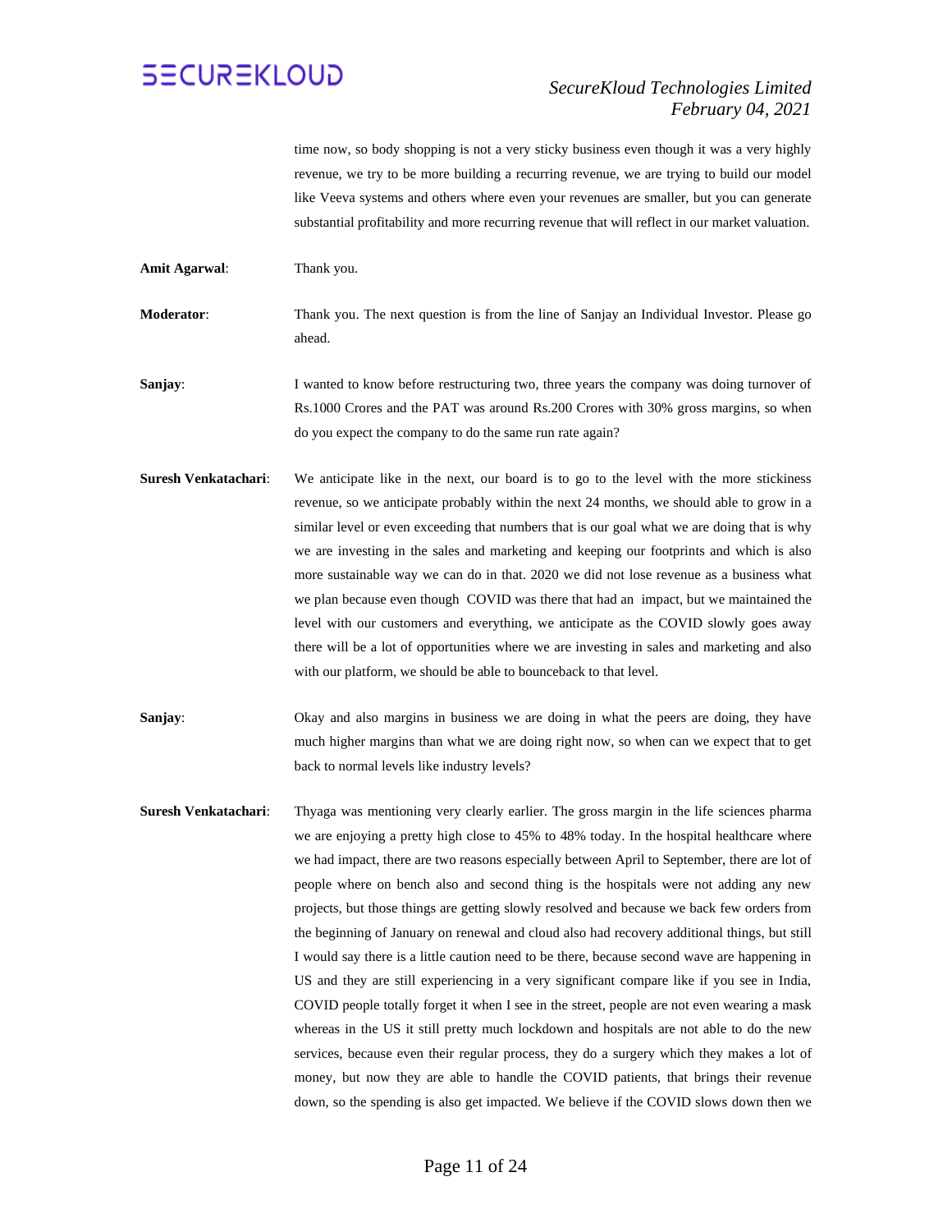time now, so body shopping is not a very sticky business even though it was a very highly revenue, we try to be more building a recurring revenue, we are trying to build our model like Veeva systems and others where even your revenues are smaller, but you can generate substantial profitability and more recurring revenue that will reflect in our market valuation.

**Amit Agarwal**: Thank you.

**Moderator**: Thank you. The next question is from the line of Sanjay an Individual Investor. Please go ahead.

**Sanjay**: I wanted to know before restructuring two, three years the company was doing turnover of Rs.1000 Crores and the PAT was around Rs.200 Crores with 30% gross margins, so when do you expect the company to do the same run rate again?

**Suresh Venkatachari**: We anticipate like in the next, our board is to go to the level with the more stickiness revenue, so we anticipate probably within the next 24 months, we should able to grow in a similar level or even exceeding that numbers that is our goal what we are doing that is why we are investing in the sales and marketing and keeping our footprints and which is also more sustainable way we can do in that. 2020 we did not lose revenue as a business what we plan because even though COVID was there that had an impact, but we maintained the level with our customers and everything, we anticipate as the COVID slowly goes away there will be a lot of opportunities where we are investing in sales and marketing and also with our platform, we should be able to bounceback to that level.

**Sanjay**: Okay and also margins in business we are doing in what the peers are doing, they have much higher margins than what we are doing right now, so when can we expect that to get back to normal levels like industry levels?

**Suresh Venkatachari**: Thyaga was mentioning very clearly earlier. The gross margin in the life sciences pharma we are enjoying a pretty high close to 45% to 48% today. In the hospital healthcare where we had impact, there are two reasons especially between April to September, there are lot of people where on bench also and second thing is the hospitals were not adding any new projects, but those things are getting slowly resolved and because we back few orders from the beginning of January on renewal and cloud also had recovery additional things, but still I would say there is a little caution need to be there, because second wave are happening in US and they are still experiencing in a very significant compare like if you see in India, COVID people totally forget it when I see in the street, people are not even wearing a mask whereas in the US it still pretty much lockdown and hospitals are not able to do the new services, because even their regular process, they do a surgery which they makes a lot of money, but now they are able to handle the COVID patients, that brings their revenue down, so the spending is also get impacted. We believe if the COVID slows down then we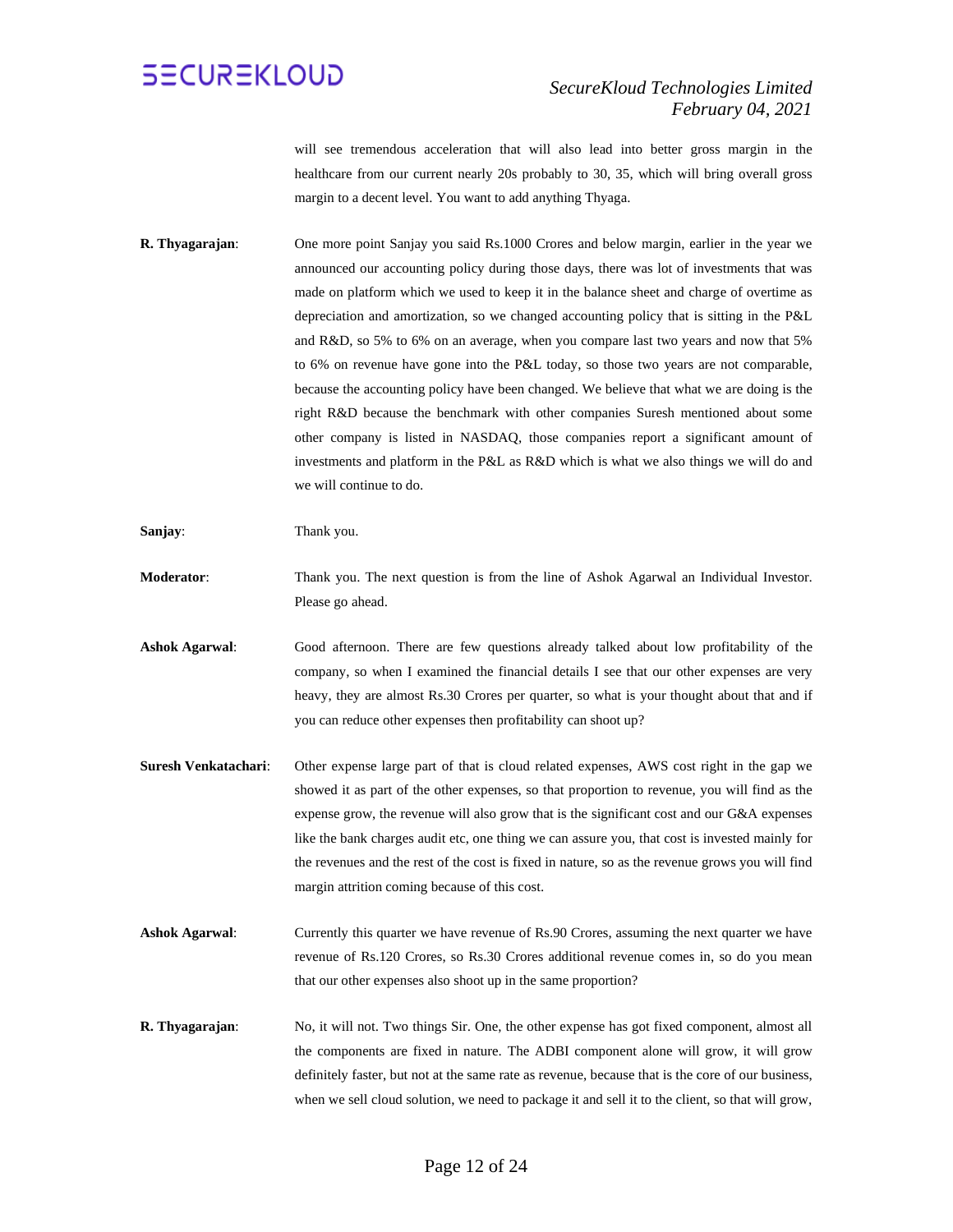will see tremendous acceleration that will also lead into better gross margin in the healthcare from our current nearly 20s probably to 30, 35, which will bring overall gross margin to a decent level. You want to add anything Thyaga.

**R. Thyagarajan**: One more point Sanjay you said Rs.1000 Crores and below margin, earlier in the year we announced our accounting policy during those days, there was lot of investments that was made on platform which we used to keep it in the balance sheet and charge of overtime as depreciation and amortization, so we changed accounting policy that is sitting in the P&L and R&D, so 5% to 6% on an average, when you compare last two years and now that 5% to 6% on revenue have gone into the P&L today, so those two years are not comparable, because the accounting policy have been changed. We believe that what we are doing is the right R&D because the benchmark with other companies Suresh mentioned about some other company is listed in NASDAQ, those companies report a significant amount of investments and platform in the P&L as R&D which is what we also things we will do and we will continue to do.

**Sanjay**: Thank you.

**Moderator**: Thank you. The next question is from the line of Ashok Agarwal an Individual Investor. Please go ahead.

**Ashok Agarwal**: Good afternoon. There are few questions already talked about low profitability of the company, so when I examined the financial details I see that our other expenses are very heavy, they are almost Rs.30 Crores per quarter, so what is your thought about that and if you can reduce other expenses then profitability can shoot up?

**Suresh Venkatachari**: Other expense large part of that is cloud related expenses, AWS cost right in the gap we showed it as part of the other expenses, so that proportion to revenue, you will find as the expense grow, the revenue will also grow that is the significant cost and our G&A expenses like the bank charges audit etc, one thing we can assure you, that cost is invested mainly for the revenues and the rest of the cost is fixed in nature, so as the revenue grows you will find margin attrition coming because of this cost.

**Ashok Agarwal**: Currently this quarter we have revenue of Rs.90 Crores, assuming the next quarter we have revenue of Rs.120 Crores, so Rs.30 Crores additional revenue comes in, so do you mean that our other expenses also shoot up in the same proportion?

**R. Thyagarajan**: No, it will not. Two things Sir. One, the other expense has got fixed component, almost all the components are fixed in nature. The ADBI component alone will grow, it will grow definitely faster, but not at the same rate as revenue, because that is the core of our business, when we sell cloud solution, we need to package it and sell it to the client, so that will grow,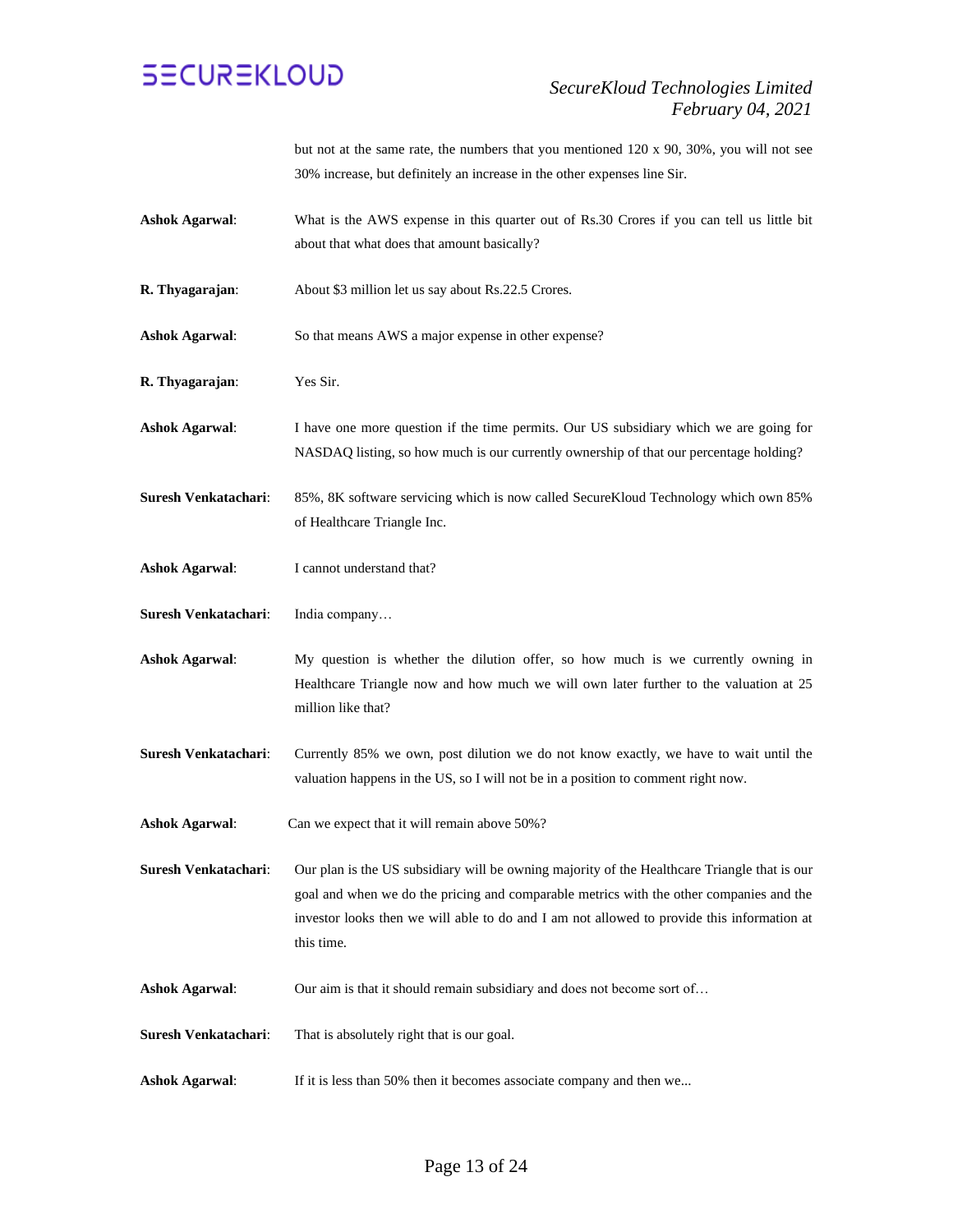but not at the same rate, the numbers that you mentioned 120 x 90, 30%, you will not see 30% increase, but definitely an increase in the other expenses line Sir.

**Ashok Agarwal**: What is the AWS expense in this quarter out of Rs.30 Crores if you can tell us little bit about that what does that amount basically?

**R. Thyagarajan**: About $3 million let us say about Rs.22.5 Crores.

**Ashok Agarwal**: So that means AWS a major expense in other expense?

**R. Thyagarajan**: Yes Sir.

**Ashok Agarwal**: I have one more question if the time permits. Our US subsidiary which we are going for NASDAQ listing, so how much is our currently ownership of that our percentage holding?

**Suresh Venkatachari**: 85%, 8K software servicing which is now called SecureKloud Technology which own 85% of Healthcare Triangle Inc.

**Ashok Agarwal**: I cannot understand that?

**Suresh Venkatachari**: India company…

**Ashok Agarwal**: My question is whether the dilution offer, so how much is we currently owning in Healthcare Triangle now and how much we will own later further to the valuation at 25 million like that?

**Suresh Venkatachari**: Currently 85% we own, post dilution we do not know exactly, we have to wait until the valuation happens in the US, so I will not be in a position to comment right now.

**Ashok Agarwal**: Can we expect that it will remain above 50%?

**Suresh Venkatachari**: Our plan is the US subsidiary will be owning majority of the Healthcare Triangle that is our goal and when we do the pricing and comparable metrics with the other companies and the investor looks then we will able to do and I am not allowed to provide this information at this time.

**Ashok Agarwal**: Our aim is that it should remain subsidiary and does not become sort of…

**Suresh Venkatachari**: That is absolutely right that is our goal.

**Ashok Agarwal**: If it is less than 50% then it becomes associate company and then we...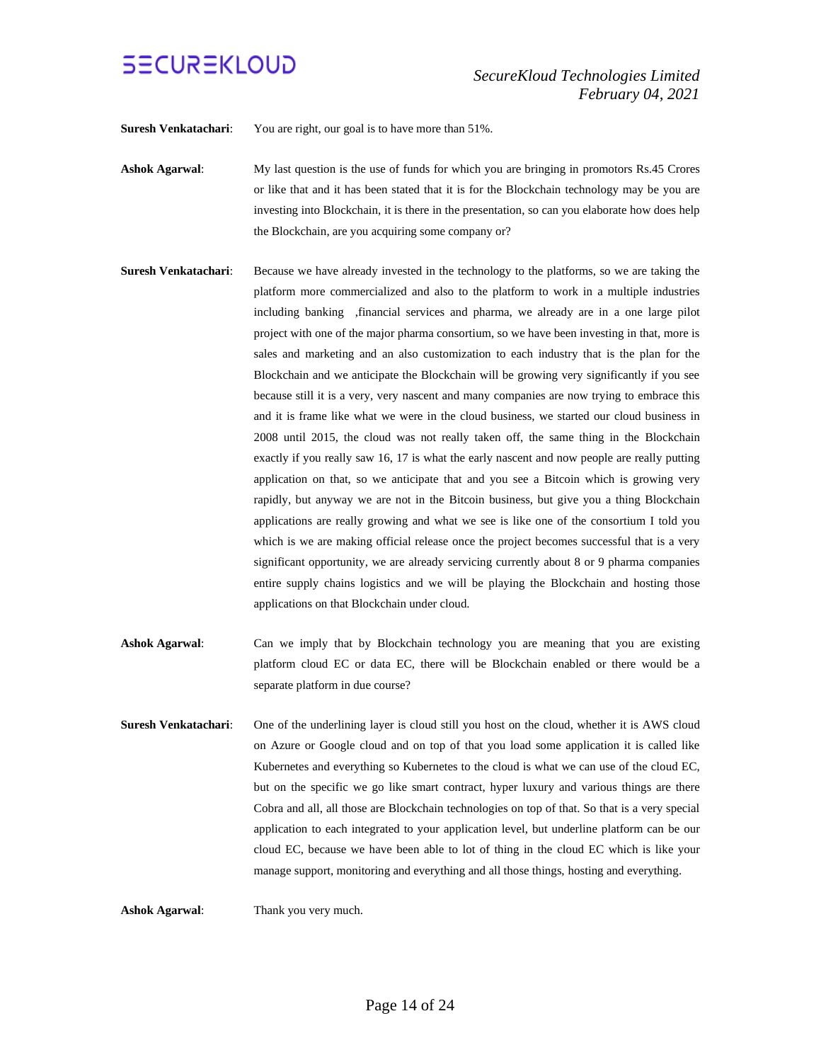**Suresh Venkatachari**: You are right, our goal is to have more than 51%.

**Ashok Agarwal**: My last question is the use of funds for which you are bringing in promotors Rs.45 Crores or like that and it has been stated that it is for the Blockchain technology may be you are investing into Blockchain, it is there in the presentation, so can you elaborate how does help the Blockchain, are you acquiring some company or?

**Suresh Venkatachari**: Because we have already invested in the technology to the platforms, so we are taking the platform more commercialized and also to the platform to work in a multiple industries including banking ,financial services and pharma, we already are in a one large pilot project with one of the major pharma consortium, so we have been investing in that, more is sales and marketing and an also customization to each industry that is the plan for the Blockchain and we anticipate the Blockchain will be growing very significantly if you see because still it is a very, very nascent and many companies are now trying to embrace this and it is frame like what we were in the cloud business, we started our cloud business in 2008 until 2015, the cloud was not really taken off, the same thing in the Blockchain exactly if you really saw 16, 17 is what the early nascent and now people are really putting application on that, so we anticipate that and you see a Bitcoin which is growing very rapidly, but anyway we are not in the Bitcoin business, but give you a thing Blockchain applications are really growing and what we see is like one of the consortium I told you which is we are making official release once the project becomes successful that is a very significant opportunity, we are already servicing currently about 8 or 9 pharma companies entire supply chains logistics and we will be playing the Blockchain and hosting those applications on that Blockchain under cloud.

**Ashok Agarwal**: Can we imply that by Blockchain technology you are meaning that you are existing platform cloud EC or data EC, there will be Blockchain enabled or there would be a separate platform in due course?

**Suresh Venkatachari**: One of the underlining layer is cloud still you host on the cloud, whether it is AWS cloud on Azure or Google cloud and on top of that you load some application it is called like Kubernetes and everything so Kubernetes to the cloud is what we can use of the cloud EC, but on the specific we go like smart contract, hyper luxury and various things are there Cobra and all, all those are Blockchain technologies on top of that. So that is a very special application to each integrated to your application level, but underline platform can be our cloud EC, because we have been able to lot of thing in the cloud EC which is like your manage support, monitoring and everything and all those things, hosting and everything.

**Ashok Agarwal**: Thank you very much.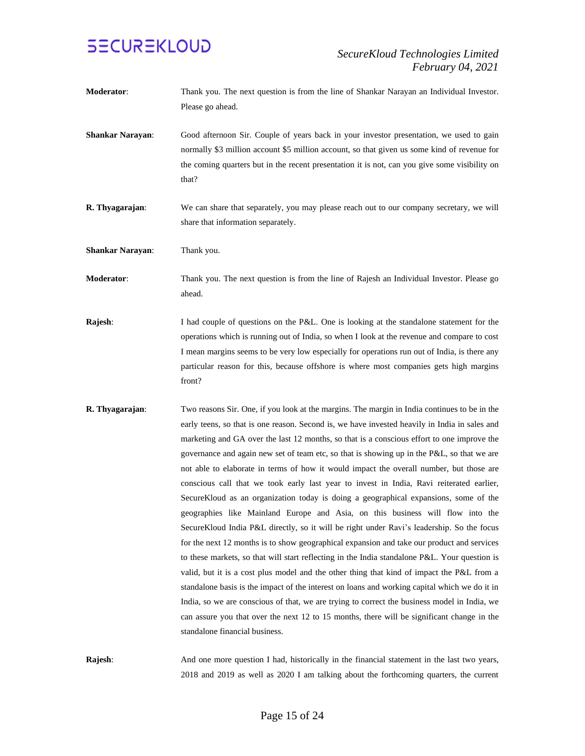**Moderator**: Thank you. The next question is from the line of Shankar Narayan an Individual Investor. Please go ahead.

**Shankar Narayan**: Good afternoon Sir. Couple of years back in your investor presentation, we used to gain normally $3 million account $5 million account, so that given us some kind of revenue for the coming quarters but in the recent presentation it is not, can you give some visibility on that?

**R. Thyagarajan**: We can share that separately, you may please reach out to our company secretary, we will share that information separately.

**Shankar Narayan**: Thank you.

**Moderator**: Thank you. The next question is from the line of Rajesh an Individual Investor. Please go ahead.

**Rajesh**: I had couple of questions on the P&L. One is looking at the standalone statement for the operations which is running out of India, so when I look at the revenue and compare to cost I mean margins seems to be very low especially for operations run out of India, is there any particular reason for this, because offshore is where most companies gets high margins front?

**R. Thyagarajan**: Two reasons Sir. One, if you look at the margins. The margin in India continues to be in the early teens, so that is one reason. Second is, we have invested heavily in India in sales and marketing and GA over the last 12 months, so that is a conscious effort to one improve the governance and again new set of team etc, so that is showing up in the P&L, so that we are not able to elaborate in terms of how it would impact the overall number, but those are conscious call that we took early last year to invest in India, Ravi reiterated earlier, SecureKloud as an organization today is doing a geographical expansions, some of the geographies like Mainland Europe and Asia, on this business will flow into the SecureKloud India P&L directly, so it will be right under Ravi's leadership. So the focus for the next 12 months is to show geographical expansion and take our product and services to these markets, so that will start reflecting in the India standalone P&L. Your question is valid, but it is a cost plus model and the other thing that kind of impact the P&L from a standalone basis is the impact of the interest on loans and working capital which we do it in India, so we are conscious of that, we are trying to correct the business model in India, we can assure you that over the next 12 to 15 months, there will be significant change in the standalone financial business.

**Rajesh**: And one more question I had, historically in the financial statement in the last two years, 2018 and 2019 as well as 2020 I am talking about the forthcoming quarters, the current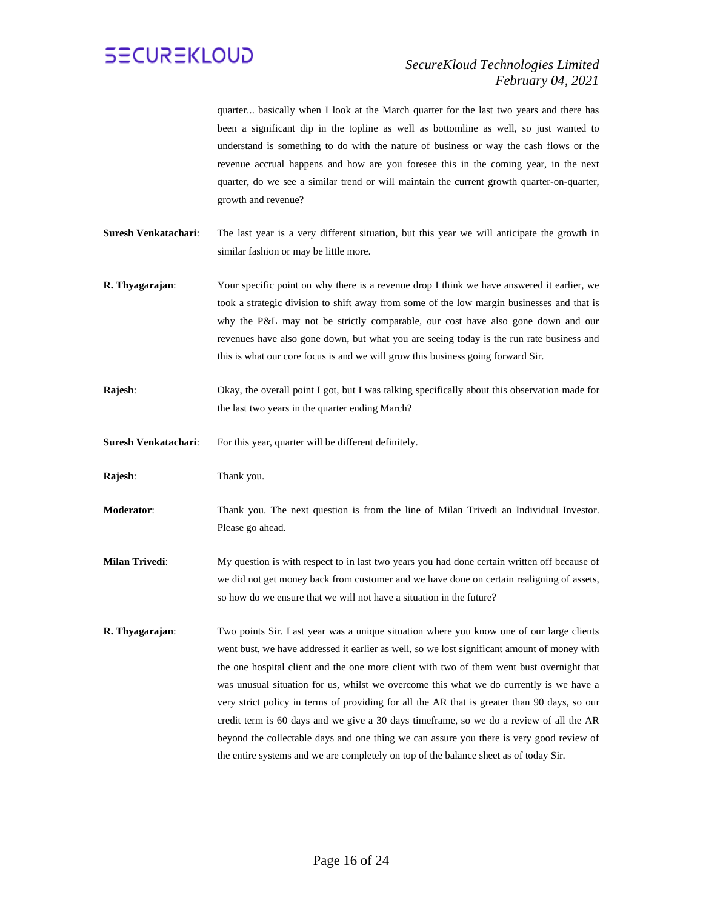quarter... basically when I look at the March quarter for the last two years and there has been a significant dip in the topline as well as bottomline as well, so just wanted to understand is something to do with the nature of business or way the cash flows or the revenue accrual happens and how are you foresee this in the coming year, in the next quarter, do we see a similar trend or will maintain the current growth quarter-on-quarter, growth and revenue?

**Suresh Venkatachari**: The last year is a very different situation, but this year we will anticipate the growth in similar fashion or may be little more.

**R. Thyagarajan**: Your specific point on why there is a revenue drop I think we have answered it earlier, we took a strategic division to shift away from some of the low margin businesses and that is why the P&L may not be strictly comparable, our cost have also gone down and our revenues have also gone down, but what you are seeing today is the run rate business and this is what our core focus is and we will grow this business going forward Sir.

**Rajesh**: Okay, the overall point I got, but I was talking specifically about this observation made for the last two years in the quarter ending March?

**Suresh Venkatachari**: For this year, quarter will be different definitely.

**Rajesh**: Thank you.

**Moderator**: Thank you. The next question is from the line of Milan Trivedi an Individual Investor. Please go ahead.

**Milan Trivedi**: My question is with respect to in last two years you had done certain written off because of we did not get money back from customer and we have done on certain realigning of assets, so how do we ensure that we will not have a situation in the future?

**R. Thyagarajan**: Two points Sir. Last year was a unique situation where you know one of our large clients went bust, we have addressed it earlier as well, so we lost significant amount of money with the one hospital client and the one more client with two of them went bust overnight that was unusual situation for us, whilst we overcome this what we do currently is we have a very strict policy in terms of providing for all the AR that is greater than 90 days, so our credit term is 60 days and we give a 30 days timeframe, so we do a review of all the AR beyond the collectable days and one thing we can assure you there is very good review of the entire systems and we are completely on top of the balance sheet as of today Sir.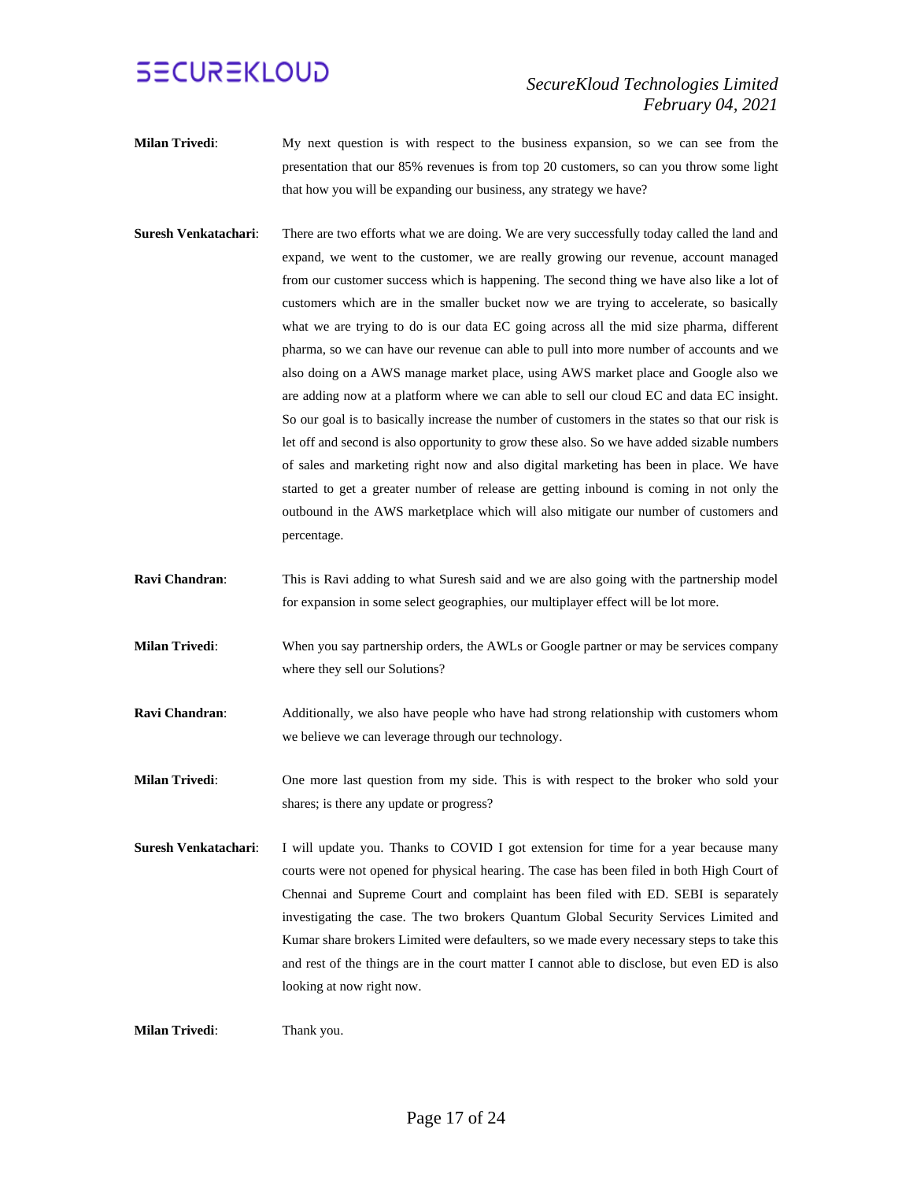**Milan Trivedi**: My next question is with respect to the business expansion, so we can see from the presentation that our 85% revenues is from top 20 customers, so can you throw some light that how you will be expanding our business, any strategy we have?

**Suresh Venkatachari**: There are two efforts what we are doing. We are very successfully today called the land and expand, we went to the customer, we are really growing our revenue, account managed from our customer success which is happening. The second thing we have also like a lot of customers which are in the smaller bucket now we are trying to accelerate, so basically what we are trying to do is our data EC going across all the mid size pharma, different pharma, so we can have our revenue can able to pull into more number of accounts and we also doing on a AWS manage market place, using AWS market place and Google also we are adding now at a platform where we can able to sell our cloud EC and data EC insight. So our goal is to basically increase the number of customers in the states so that our risk is let off and second is also opportunity to grow these also. So we have added sizable numbers of sales and marketing right now and also digital marketing has been in place. We have started to get a greater number of release are getting inbound is coming in not only the outbound in the AWS marketplace which will also mitigate our number of customers and percentage.

**Ravi Chandran**: This is Ravi adding to what Suresh said and we are also going with the partnership model for expansion in some select geographies, our multiplayer effect will be lot more.

**Milan Trivedi**: When you say partnership orders, the AWLs or Google partner or may be services company where they sell our Solutions?

**Ravi Chandran**: Additionally, we also have people who have had strong relationship with customers whom we believe we can leverage through our technology.

**Milan Trivedi**: One more last question from my side. This is with respect to the broker who sold your shares; is there any update or progress?

**Suresh Venkatachari**: I will update you. Thanks to COVID I got extension for time for a year because many courts were not opened for physical hearing. The case has been filed in both High Court of Chennai and Supreme Court and complaint has been filed with ED. SEBI is separately investigating the case. The two brokers Quantum Global Security Services Limited and Kumar share brokers Limited were defaulters, so we made every necessary steps to take this and rest of the things are in the court matter I cannot able to disclose, but even ED is also looking at now right now.

**Milan Trivedi**: Thank you.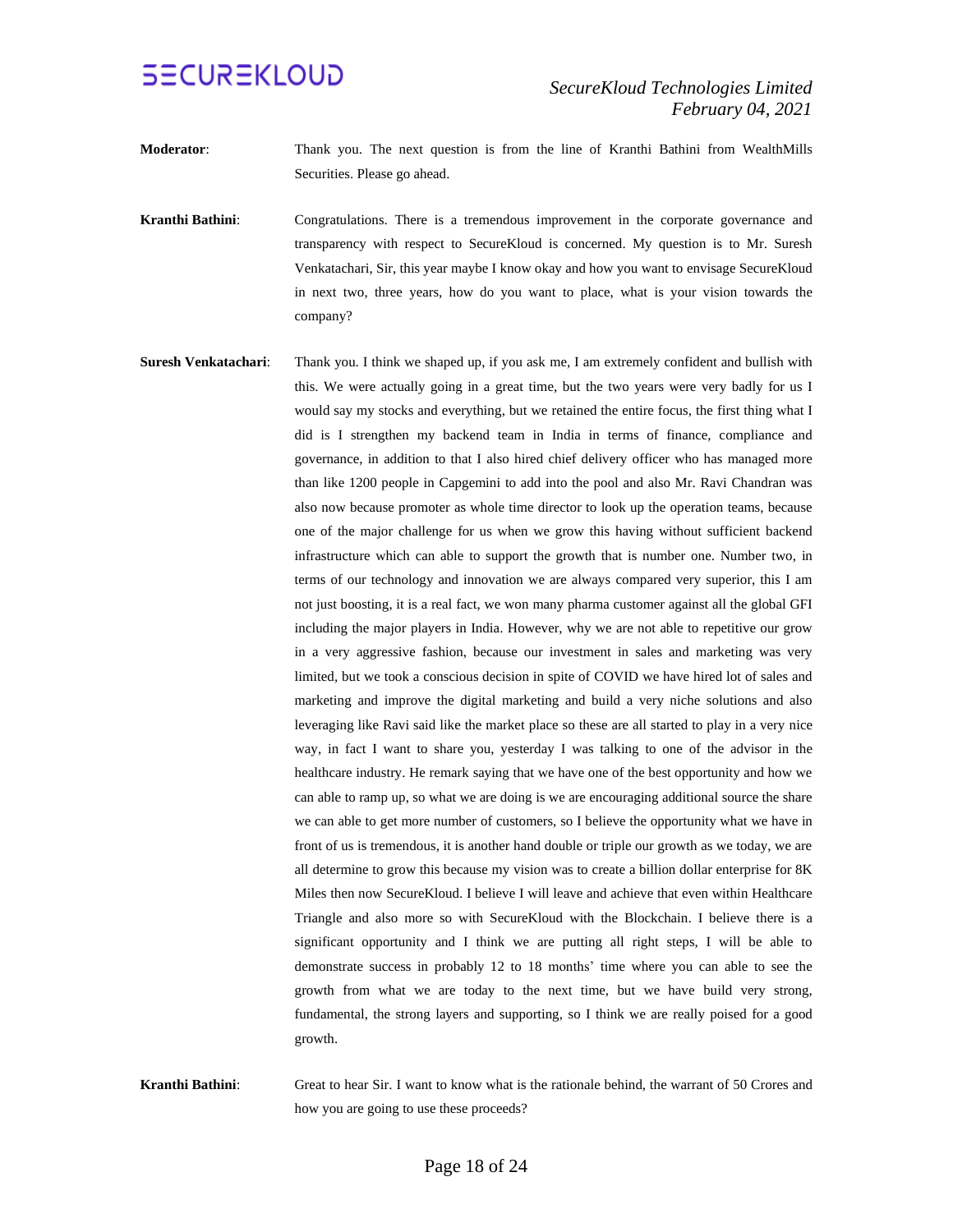**Moderator**: Thank you. The next question is from the line of Kranthi Bathini from WealthMills Securities. Please go ahead.

**Kranthi Bathini**: Congratulations. There is a tremendous improvement in the corporate governance and transparency with respect to SecureKloud is concerned. My question is to Mr. Suresh Venkatachari, Sir, this year maybe I know okay and how you want to envisage SecureKloud in next two, three years, how do you want to place, what is your vision towards the company?

**Suresh Venkatachari**: Thank you. I think we shaped up, if you ask me, I am extremely confident and bullish with this. We were actually going in a great time, but the two years were very badly for us I would say my stocks and everything, but we retained the entire focus, the first thing what I did is I strengthen my backend team in India in terms of finance, compliance and governance, in addition to that I also hired chief delivery officer who has managed more than like 1200 people in Capgemini to add into the pool and also Mr. Ravi Chandran was also now because promoter as whole time director to look up the operation teams, because one of the major challenge for us when we grow this having without sufficient backend infrastructure which can able to support the growth that is number one. Number two, in terms of our technology and innovation we are always compared very superior, this I am not just boosting, it is a real fact, we won many pharma customer against all the global GFI including the major players in India. However, why we are not able to repetitive our grow in a very aggressive fashion, because our investment in sales and marketing was very limited, but we took a conscious decision in spite of COVID we have hired lot of sales and marketing and improve the digital marketing and build a very niche solutions and also leveraging like Ravi said like the market place so these are all started to play in a very nice way, in fact I want to share you, yesterday I was talking to one of the advisor in the healthcare industry. He remark saying that we have one of the best opportunity and how we can able to ramp up, so what we are doing is we are encouraging additional source the share we can able to get more number of customers, so I believe the opportunity what we have in front of us is tremendous, it is another hand double or triple our growth as we today, we are all determine to grow this because my vision was to create a billion dollar enterprise for 8K Miles then now SecureKloud. I believe I will leave and achieve that even within Healthcare Triangle and also more so with SecureKloud with the Blockchain. I believe there is a significant opportunity and I think we are putting all right steps, I will be able to demonstrate success in probably 12 to 18 months' time where you can able to see the growth from what we are today to the next time, but we have build very strong, fundamental, the strong layers and supporting, so I think we are really poised for a good growth.

**Kranthi Bathini**: Great to hear Sir. I want to know what is the rationale behind, the warrant of 50 Crores and how you are going to use these proceeds?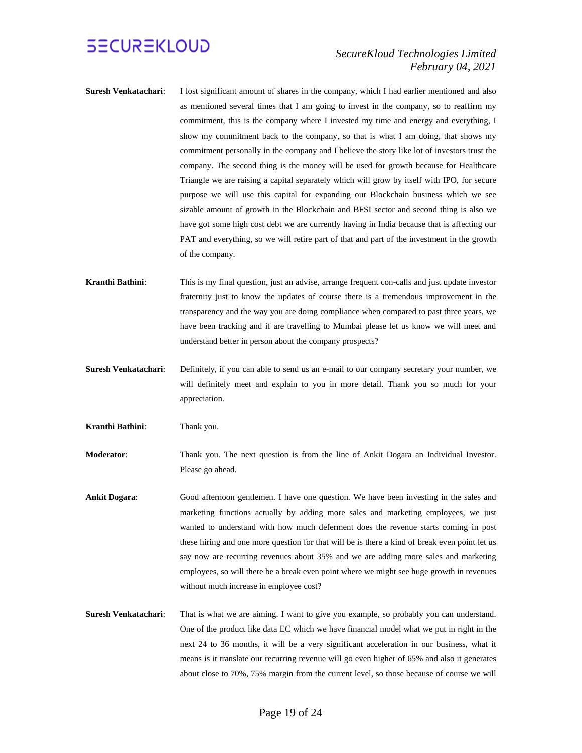**Suresh Venkatachari**: I lost significant amount of shares in the company, which I had earlier mentioned and also as mentioned several times that I am going to invest in the company, so to reaffirm my commitment, this is the company where I invested my time and energy and everything, I show my commitment back to the company, so that is what I am doing, that shows my commitment personally in the company and I believe the story like lot of investors trust the company. The second thing is the money will be used for growth because for Healthcare Triangle we are raising a capital separately which will grow by itself with IPO, for secure purpose we will use this capital for expanding our Blockchain business which we see sizable amount of growth in the Blockchain and BFSI sector and second thing is also we have got some high cost debt we are currently having in India because that is affecting our PAT and everything, so we will retire part of that and part of the investment in the growth of the company.

**Kranthi Bathini**: This is my final question, just an advise, arrange frequent con-calls and just update investor fraternity just to know the updates of course there is a tremendous improvement in the transparency and the way you are doing compliance when compared to past three years, we have been tracking and if are travelling to Mumbai please let us know we will meet and understand better in person about the company prospects?

**Suresh Venkatachari**: Definitely, if you can able to send us an e-mail to our company secretary your number, we will definitely meet and explain to you in more detail. Thank you so much for your appreciation.

**Kranthi Bathini**: Thank you.

**Moderator**: Thank you. The next question is from the line of Ankit Dogara an Individual Investor. Please go ahead.

**Ankit Dogara**: Good afternoon gentlemen. I have one question. We have been investing in the sales and marketing functions actually by adding more sales and marketing employees, we just wanted to understand with how much deferment does the revenue starts coming in post these hiring and one more question for that will be is there a kind of break even point let us say now are recurring revenues about 35% and we are adding more sales and marketing employees, so will there be a break even point where we might see huge growth in revenues without much increase in employee cost?

**Suresh Venkatachari**: That is what we are aiming. I want to give you example, so probably you can understand. One of the product like data EC which we have financial model what we put in right in the next 24 to 36 months, it will be a very significant acceleration in our business, what it means is it translate our recurring revenue will go even higher of 65% and also it generates about close to 70%, 75% margin from the current level, so those because of course we will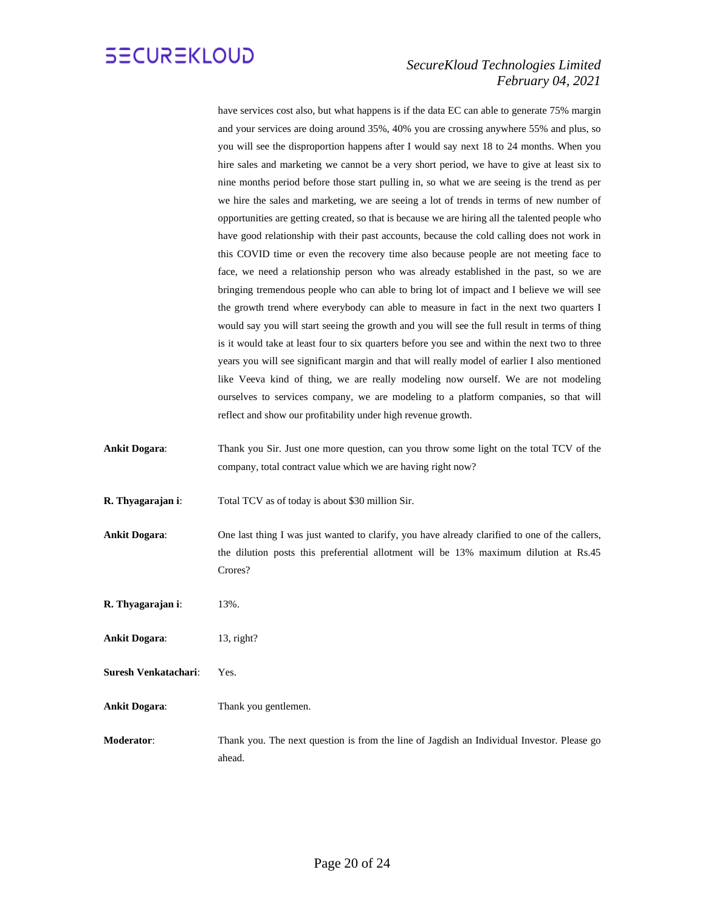have services cost also, but what happens is if the data EC can able to generate 75% margin and your services are doing around 35%, 40% you are crossing anywhere 55% and plus, so you will see the disproportion happens after I would say next 18 to 24 months. When you hire sales and marketing we cannot be a very short period, we have to give at least six to nine months period before those start pulling in, so what we are seeing is the trend as per we hire the sales and marketing, we are seeing a lot of trends in terms of new number of opportunities are getting created, so that is because we are hiring all the talented people who have good relationship with their past accounts, because the cold calling does not work in this COVID time or even the recovery time also because people are not meeting face to face, we need a relationship person who was already established in the past, so we are bringing tremendous people who can able to bring lot of impact and I believe we will see the growth trend where everybody can able to measure in fact in the next two quarters I would say you will start seeing the growth and you will see the full result in terms of thing is it would take at least four to six quarters before you see and within the next two to three years you will see significant margin and that will really model of earlier I also mentioned like Veeva kind of thing, we are really modeling now ourself. We are not modeling ourselves to services company, we are modeling to a platform companies, so that will reflect and show our profitability under high revenue growth.

**Ankit Dogara**: Thank you Sir. Just one more question, can you throw some light on the total TCV of the company, total contract value which we are having right now?

**R. Thyagarajan i**: Total TCV as of today is about $30 million Sir.

**Ankit Dogara**: One last thing I was just wanted to clarify, you have already clarified to one of the callers, the dilution posts this preferential allotment will be 13% maximum dilution at Rs.45 Crores?

**R. Thyagarajan i**: 13%.

**Ankit Dogara**: 13, right?

**Suresh Venkatachari**: Yes.

**Ankit Dogara**: Thank you gentlemen.

**Moderator**: Thank you. The next question is from the line of Jagdish an Individual Investor. Please go ahead.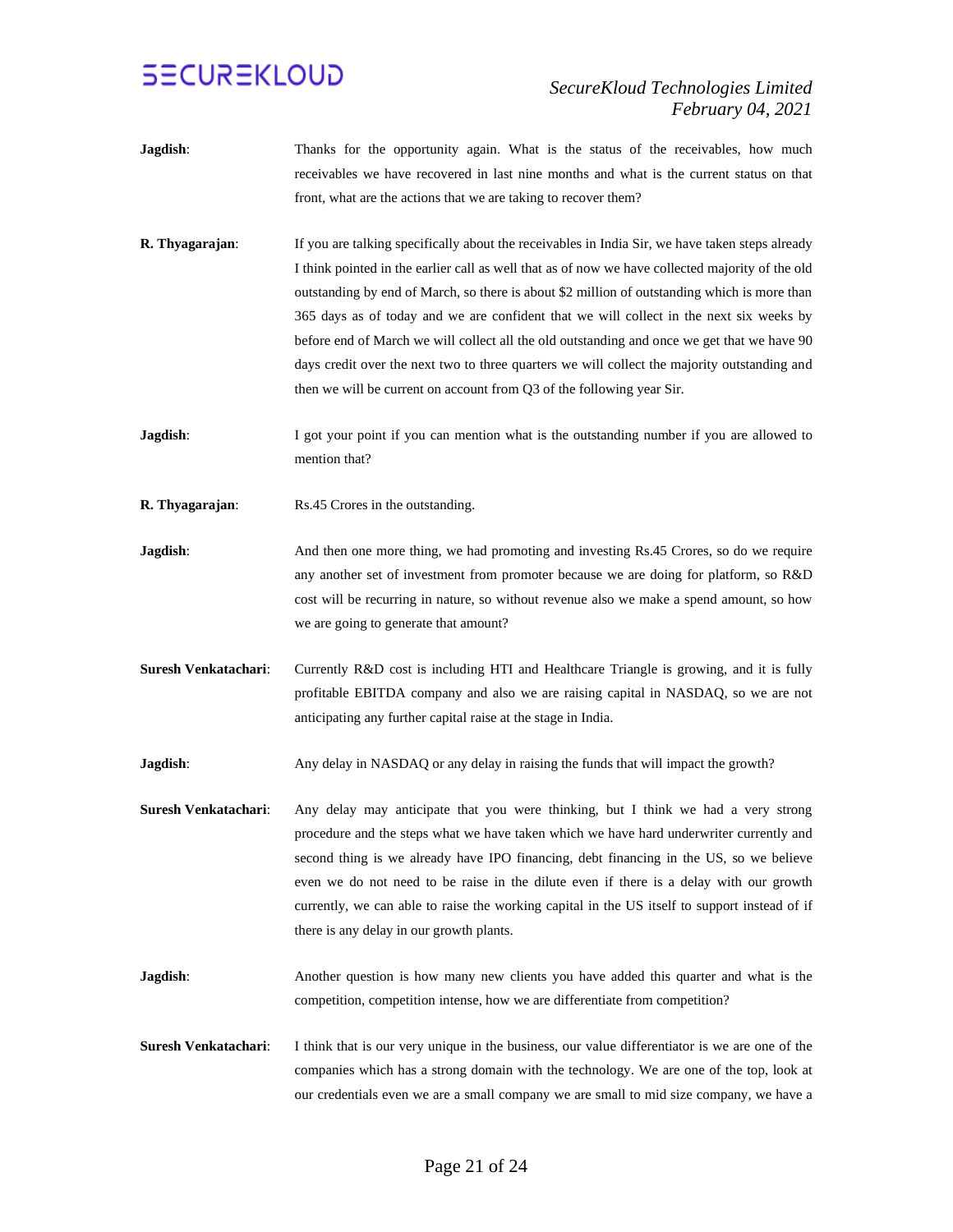**Jagdish**: Thanks for the opportunity again. What is the status of the receivables, how much receivables we have recovered in last nine months and what is the current status on that front, what are the actions that we are taking to recover them?

**R. Thyagarajan**: If you are talking specifically about the receivables in India Sir, we have taken steps already I think pointed in the earlier call as well that as of now we have collected majority of the old outstanding by end of March, so there is about $2 million of outstanding which is more than 365 days as of today and we are confident that we will collect in the next six weeks by before end of March we will collect all the old outstanding and once we get that we have 90 days credit over the next two to three quarters we will collect the majority outstanding and then we will be current on account from Q3 of the following year Sir.

**Jagdish**: I got your point if you can mention what is the outstanding number if you are allowed to mention that?

**R. Thyagarajan**: Rs.45 Crores in the outstanding.

**Jagdish**: And then one more thing, we had promoting and investing Rs.45 Crores, so do we require any another set of investment from promoter because we are doing for platform, so R&D cost will be recurring in nature, so without revenue also we make a spend amount, so how we are going to generate that amount?

**Suresh Venkatachari**: Currently R&D cost is including HTI and Healthcare Triangle is growing, and it is fully profitable EBITDA company and also we are raising capital in NASDAQ, so we are not anticipating any further capital raise at the stage in India.

**Jagdish**: Any delay in NASDAQ or any delay in raising the funds that will impact the growth?

**Suresh Venkatachari**: Any delay may anticipate that you were thinking, but I think we had a very strong procedure and the steps what we have taken which we have hard underwriter currently and second thing is we already have IPO financing, debt financing in the US, so we believe even we do not need to be raise in the dilute even if there is a delay with our growth currently, we can able to raise the working capital in the US itself to support instead of if there is any delay in our growth plants.

**Jagdish**: Another question is how many new clients you have added this quarter and what is the competition, competition intense, how we are differentiate from competition?

**Suresh Venkatachari**: I think that is our very unique in the business, our value differentiator is we are one of the companies which has a strong domain with the technology. We are one of the top, look at our credentials even we are a small company we are small to mid size company, we have a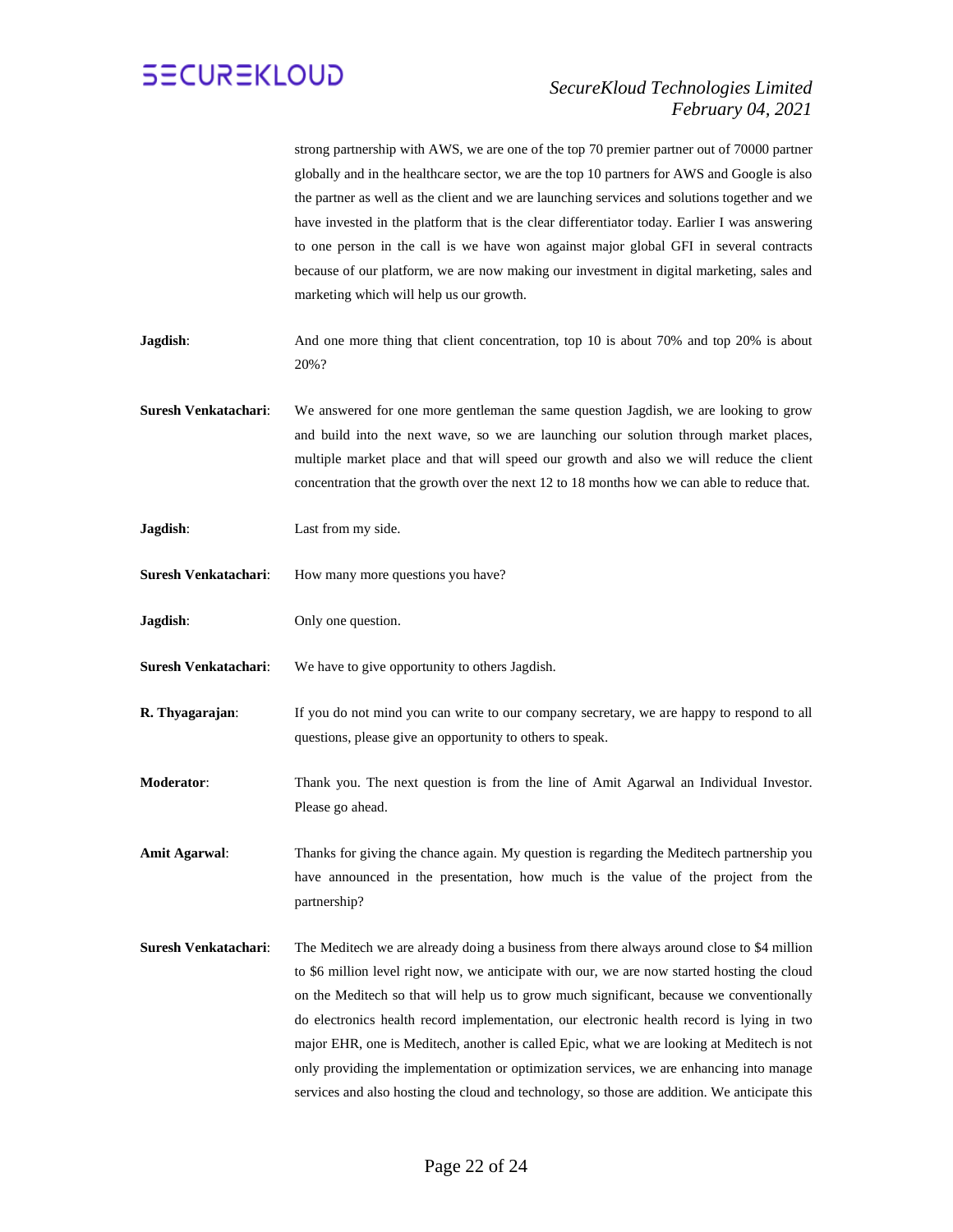strong partnership with AWS, we are one of the top 70 premier partner out of 70000 partner globally and in the healthcare sector, we are the top 10 partners for AWS and Google is also the partner as well as the client and we are launching services and solutions together and we have invested in the platform that is the clear differentiator today. Earlier I was answering to one person in the call is we have won against major global GFI in several contracts because of our platform, we are now making our investment in digital marketing, sales and marketing which will help us our growth.

**Jagdish**: And one more thing that client concentration, top 10 is about 70% and top 20% is about 20%?

**Suresh Venkatachari**: We answered for one more gentleman the same question Jagdish, we are looking to grow and build into the next wave, so we are launching our solution through market places, multiple market place and that will speed our growth and also we will reduce the client concentration that the growth over the next 12 to 18 months how we can able to reduce that.

**Jagdish**: Last from my side.

**Suresh Venkatachari**: How many more questions you have?

**Jagdish**: Only one question.

**Suresh Venkatachari**: We have to give opportunity to others Jagdish.

**R. Thyagarajan**: If you do not mind you can write to our company secretary, we are happy to respond to all questions, please give an opportunity to others to speak.

**Moderator**: Thank you. The next question is from the line of Amit Agarwal an Individual Investor. Please go ahead.

**Amit Agarwal**: Thanks for giving the chance again. My question is regarding the Meditech partnership you have announced in the presentation, how much is the value of the project from the partnership?

**Suresh Venkatachari**: The Meditech we are already doing a business from there always around close to $4 million to $6 million level right now, we anticipate with our, we are now started hosting the cloud on the Meditech so that will help us to grow much significant, because we conventionally do electronics health record implementation, our electronic health record is lying in two major EHR, one is Meditech, another is called Epic, what we are looking at Meditech is not only providing the implementation or optimization services, we are enhancing into manage services and also hosting the cloud and technology, so those are addition. We anticipate this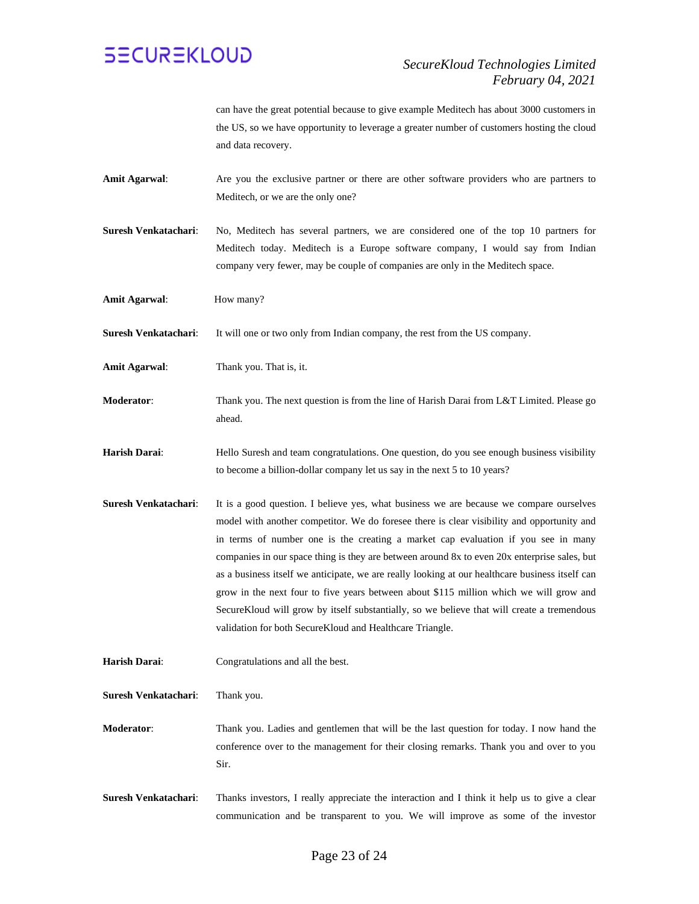can have the great potential because to give example Meditech has about 3000 customers in the US, so we have opportunity to leverage a greater number of customers hosting the cloud and data recovery.

**Amit Agarwal**: Are you the exclusive partner or there are other software providers who are partners to Meditech, or we are the only one?

**Suresh Venkatachari**: No, Meditech has several partners, we are considered one of the top 10 partners for Meditech today. Meditech is a Europe software company, I would say from Indian company very fewer, may be couple of companies are only in the Meditech space.

**Amit Agarwal**: How many?

**Suresh Venkatachari**: It will one or two only from Indian company, the rest from the US company.

**Amit Agarwal**: Thank you. That is, it.

**Moderator**: Thank you. The next question is from the line of Harish Darai from L&T Limited. Please go ahead.

**Harish Darai**: Hello Suresh and team congratulations. One question, do you see enough business visibility to become a billion-dollar company let us say in the next 5 to 10 years?

**Suresh Venkatachari**: It is a good question. I believe yes, what business we are because we compare ourselves model with another competitor. We do foresee there is clear visibility and opportunity and in terms of number one is the creating a market cap evaluation if you see in many companies in our space thing is they are between around 8x to even 20x enterprise sales, but as a business itself we anticipate, we are really looking at our healthcare business itself can grow in the next four to five years between about $115 million which we will grow and SecureKloud will grow by itself substantially, so we believe that will create a tremendous validation for both SecureKloud and Healthcare Triangle.

**Harish Darai**: Congratulations and all the best.

**Suresh Venkatachari**: Thank you.

**Moderator**: Thank you. Ladies and gentlemen that will be the last question for today. I now hand the conference over to the management for their closing remarks. Thank you and over to you Sir.

**Suresh Venkatachari**: Thanks investors, I really appreciate the interaction and I think it help us to give a clear communication and be transparent to you. We will improve as some of the investor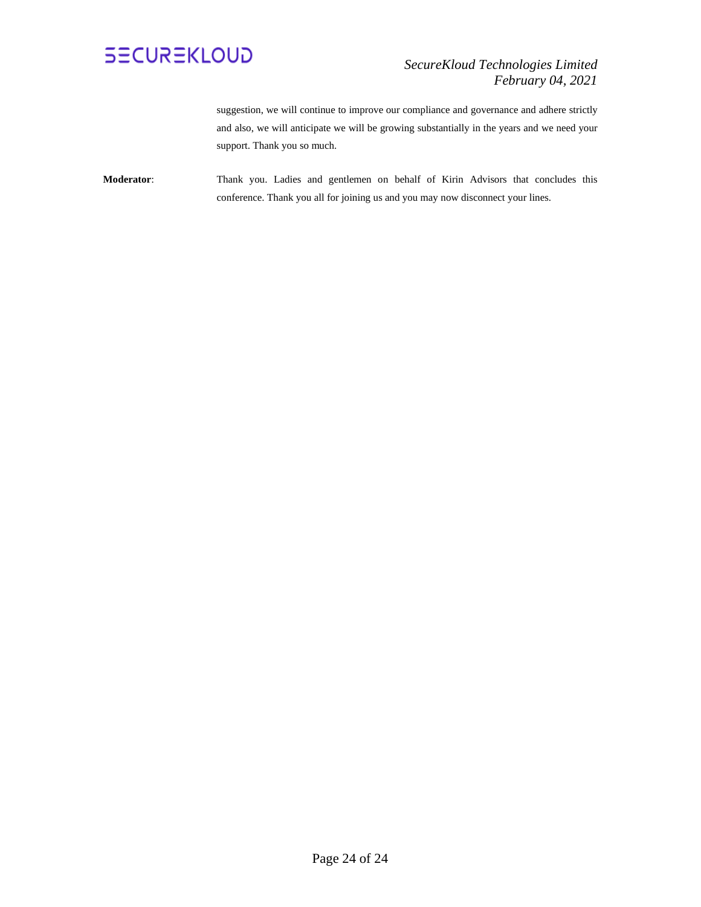suggestion, we will continue to improve our compliance and governance and adhere strictly and also, we will anticipate we will be growing substantially in the years and we need your support. Thank you so much.

**Moderator**: Thank you. Ladies and gentlemen on behalf of Kirin Advisors that concludes this conference. Thank you all for joining us and you may now disconnect your lines.